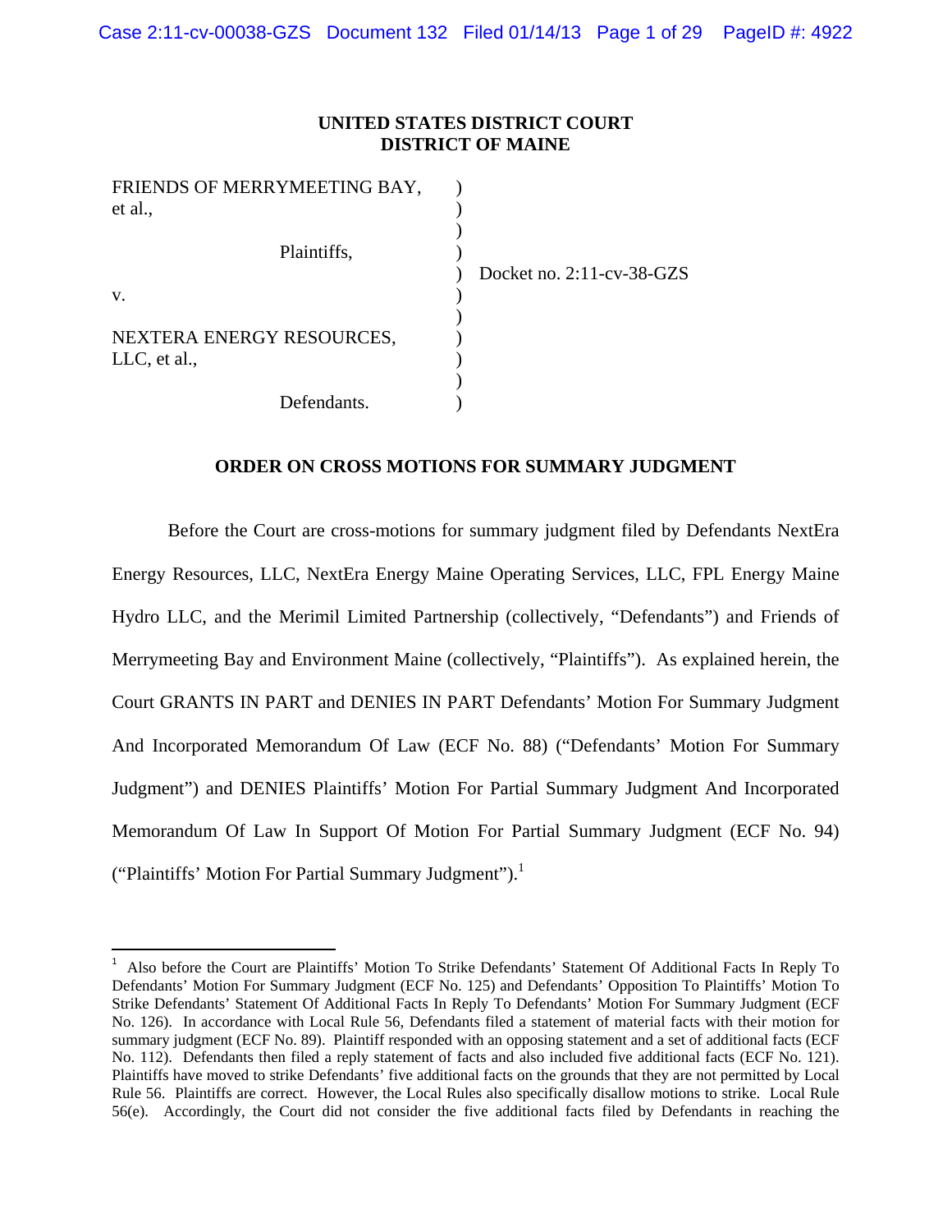**UNITED STATES DISTRICT COURT**
**DISTRICT OF MAINE**

| | | |
|---|---|---|
| FRIENDS OF MERRYMEETING BAY, et al., | ) | |
| Plaintiffs, | ) | |
| | ) | Docket no. 2:11-cv-38-GZS |
| v. | ) | |
| NEXTERA ENERGY RESOURCES, LLC, et al., | ) | |
| Defendants. | ) | |

**ORDER ON CROSS MOTIONS FOR SUMMARY JUDGMENT**

Before the Court are cross-motions for summary judgment filed by Defendants NextEra Energy Resources, LLC, NextEra Energy Maine Operating Services, LLC, FPL Energy Maine Hydro LLC, and the Merimil Limited Partnership (collectively, "Defendants") and Friends of Merrymeeting Bay and Environment Maine (collectively, "Plaintiffs"). As explained herein, the Court GRANTS IN PART and DENIES IN PART Defendants' Motion For Summary Judgment And Incorporated Memorandum Of Law (ECF No. 88) ("Defendants' Motion For Summary Judgment") and DENIES Plaintiffs' Motion For Partial Summary Judgment And Incorporated Memorandum Of Law In Support Of Motion For Partial Summary Judgment (ECF No. 94) ("Plaintiffs' Motion For Partial Summary Judgment").[1]

---

[1] Also before the Court are Plaintiffs' Motion To Strike Defendants' Statement Of Additional Facts In Reply To Defendants' Motion For Summary Judgment (ECF No. 125) and Defendants' Opposition To Plaintiffs' Motion To Strike Defendants' Statement Of Additional Facts In Reply To Defendants' Motion For Summary Judgment (ECF No. 126). In accordance with Local Rule 56, Defendants filed a statement of material facts with their motion for summary judgment (ECF No. 89). Plaintiff responded with an opposing statement and a set of additional facts (ECF No. 112). Defendants then filed a reply statement of facts and also included five additional facts (ECF No. 121). Plaintiffs have moved to strike Defendants' five additional facts on the grounds that they are not permitted by Local Rule 56. Plaintiffs are correct. However, the Local Rules also specifically disallow motions to strike. Local Rule 56(e). Accordingly, the Court did not consider the five additional facts filed by Defendants in reaching the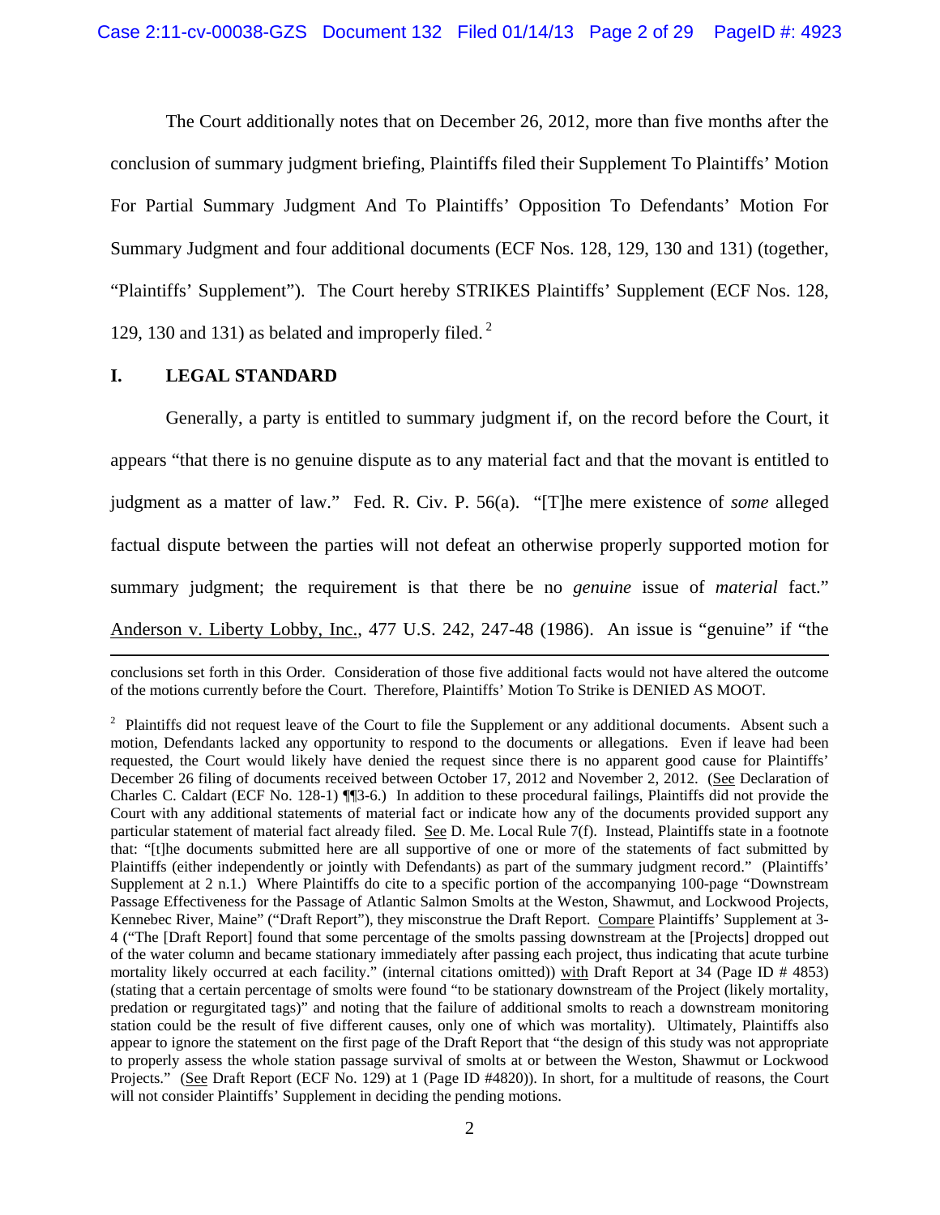The Court additionally notes that on December 26, 2012, more than five months after the conclusion of summary judgment briefing, Plaintiffs filed their Supplement To Plaintiffs' Motion For Partial Summary Judgment And To Plaintiffs' Opposition To Defendants' Motion For Summary Judgment and four additional documents (ECF Nos. 128, 129, 130 and 131) (together, "Plaintiffs' Supplement"). The Court hereby STRIKES Plaintiffs' Supplement (ECF Nos. 128, 129, 130 and 131) as belated and improperly filed. [2]

## I. LEGAL STANDARD

Generally, a party is entitled to summary judgment if, on the record before the Court, it appears "that there is no genuine dispute as to any material fact and that the movant is entitled to judgment as a matter of law." Fed. R. Civ. P. 56(a). "[T]he mere existence of *some* alleged factual dispute between the parties will not defeat an otherwise properly supported motion for summary judgment; the requirement is that there be no *genuine* issue of *material* fact." Anderson v. Liberty Lobby, Inc., 477 U.S. 242, 247-48 (1986). An issue is "genuine" if "the

---

conclusions set forth in this Order. Consideration of those five additional facts would not have altered the outcome of the motions currently before the Court. Therefore, Plaintiffs' Motion To Strike is DENIED AS MOOT.

[2] Plaintiffs did not request leave of the Court to file the Supplement or any additional documents. Absent such a motion, Defendants lacked any opportunity to respond to the documents or allegations. Even if leave had been requested, the Court would likely have denied the request since there is no apparent good cause for Plaintiffs' December 26 filing of documents received between October 17, 2012 and November 2, 2012. (See Declaration of Charles C. Caldart (ECF No. 128-1) ¶¶3-6.) In addition to these procedural failings, Plaintiffs did not provide the Court with any additional statements of material fact or indicate how any of the documents provided support any particular statement of material fact already filed. See D. Me. Local Rule 7(f). Instead, Plaintiffs state in a footnote that: "[t]he documents submitted here are all supportive of one or more of the statements of fact submitted by Plaintiffs (either independently or jointly with Defendants) as part of the summary judgment record." (Plaintiffs' Supplement at 2 n.1.) Where Plaintiffs do cite to a specific portion of the accompanying 100-page "Downstream Passage Effectiveness for the Passage of Atlantic Salmon Smolts at the Weston, Shawmut, and Lockwood Projects, Kennebec River, Maine" ("Draft Report"), they misconstrue the Draft Report. Compare Plaintiffs' Supplement at 3-4 ("The [Draft Report] found that some percentage of the smolts passing downstream at the [Projects] dropped out of the water column and became stationary immediately after passing each project, thus indicating that acute turbine mortality likely occurred at each facility." (internal citations omitted)) with Draft Report at 34 (Page ID # 4853) (stating that a certain percentage of smolts were found "to be stationary downstream of the Project (likely mortality, predation or regurgitated tags)" and noting that the failure of additional smolts to reach a downstream monitoring station could be the result of five different causes, only one of which was mortality). Ultimately, Plaintiffs also appear to ignore the statement on the first page of the Draft Report that "the design of this study was not appropriate to properly assess the whole station passage survival of smolts at or between the Weston, Shawmut or Lockwood Projects." (See Draft Report (ECF No. 129) at 1 (Page ID #4820)). In short, for a multitude of reasons, the Court will not consider Plaintiffs' Supplement in deciding the pending motions.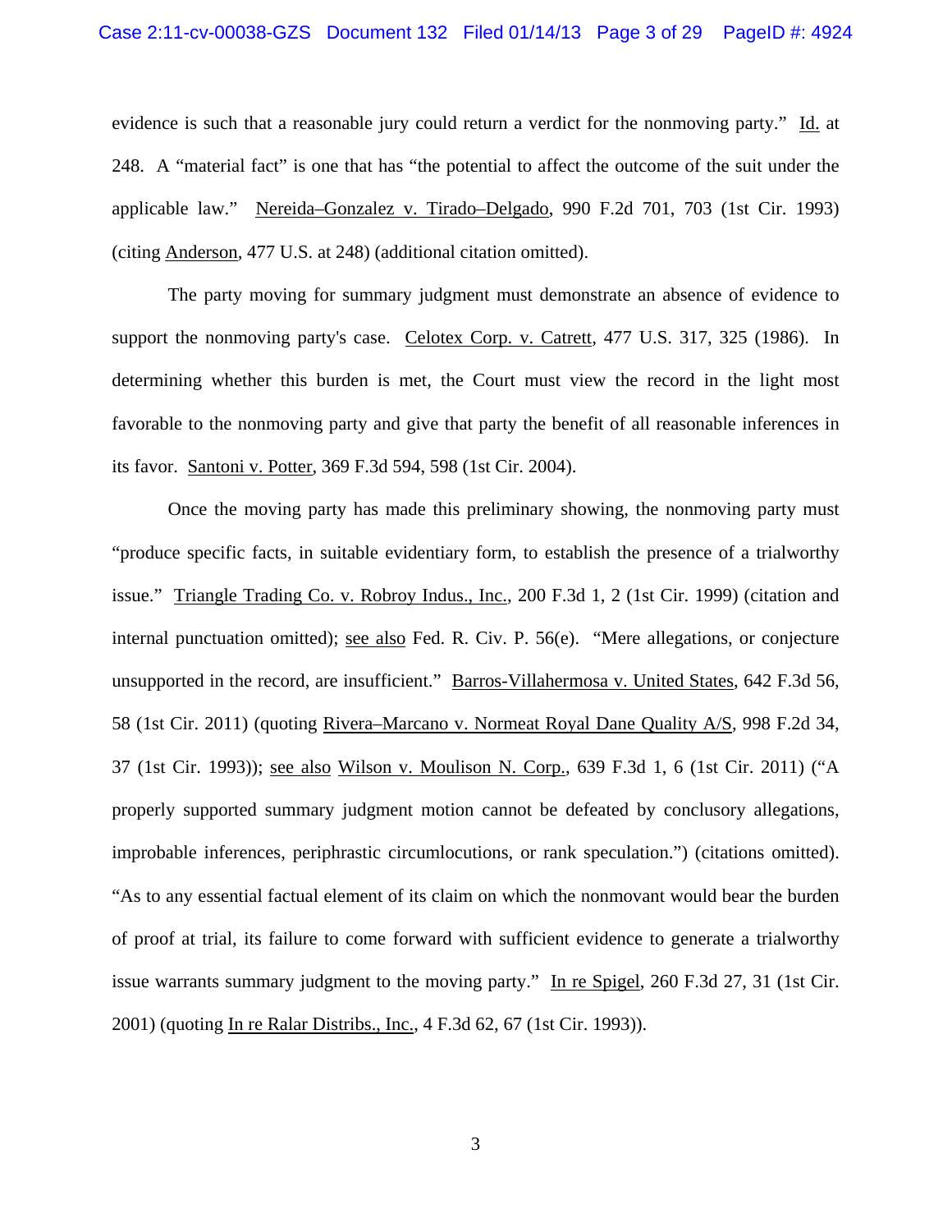evidence is such that a reasonable jury could return a verdict for the nonmoving party." Id. at 248. A "material fact" is one that has "the potential to affect the outcome of the suit under the applicable law." Nereida–Gonzalez v. Tirado–Delgado, 990 F.2d 701, 703 (1st Cir. 1993) (citing Anderson, 477 U.S. at 248) (additional citation omitted).

The party moving for summary judgment must demonstrate an absence of evidence to support the nonmoving party's case. Celotex Corp. v. Catrett, 477 U.S. 317, 325 (1986). In determining whether this burden is met, the Court must view the record in the light most favorable to the nonmoving party and give that party the benefit of all reasonable inferences in its favor. Santoni v. Potter, 369 F.3d 594, 598 (1st Cir. 2004).

Once the moving party has made this preliminary showing, the nonmoving party must "produce specific facts, in suitable evidentiary form, to establish the presence of a trialworthy issue." Triangle Trading Co. v. Robroy Indus., Inc., 200 F.3d 1, 2 (1st Cir. 1999) (citation and internal punctuation omitted); see also Fed. R. Civ. P. 56(e). "Mere allegations, or conjecture unsupported in the record, are insufficient." Barros-Villahermosa v. United States, 642 F.3d 56, 58 (1st Cir. 2011) (quoting Rivera–Marcano v. Normeat Royal Dane Quality A/S, 998 F.2d 34, 37 (1st Cir. 1993)); see also Wilson v. Moulison N. Corp., 639 F.3d 1, 6 (1st Cir. 2011) ("A properly supported summary judgment motion cannot be defeated by conclusory allegations, improbable inferences, periphrastic circumlocutions, or rank speculation.") (citations omitted). "As to any essential factual element of its claim on which the nonmovant would bear the burden of proof at trial, its failure to come forward with sufficient evidence to generate a trialworthy issue warrants summary judgment to the moving party." In re Spigel, 260 F.3d 27, 31 (1st Cir. 2001) (quoting In re Ralar Distribs., Inc., 4 F.3d 62, 67 (1st Cir. 1993)).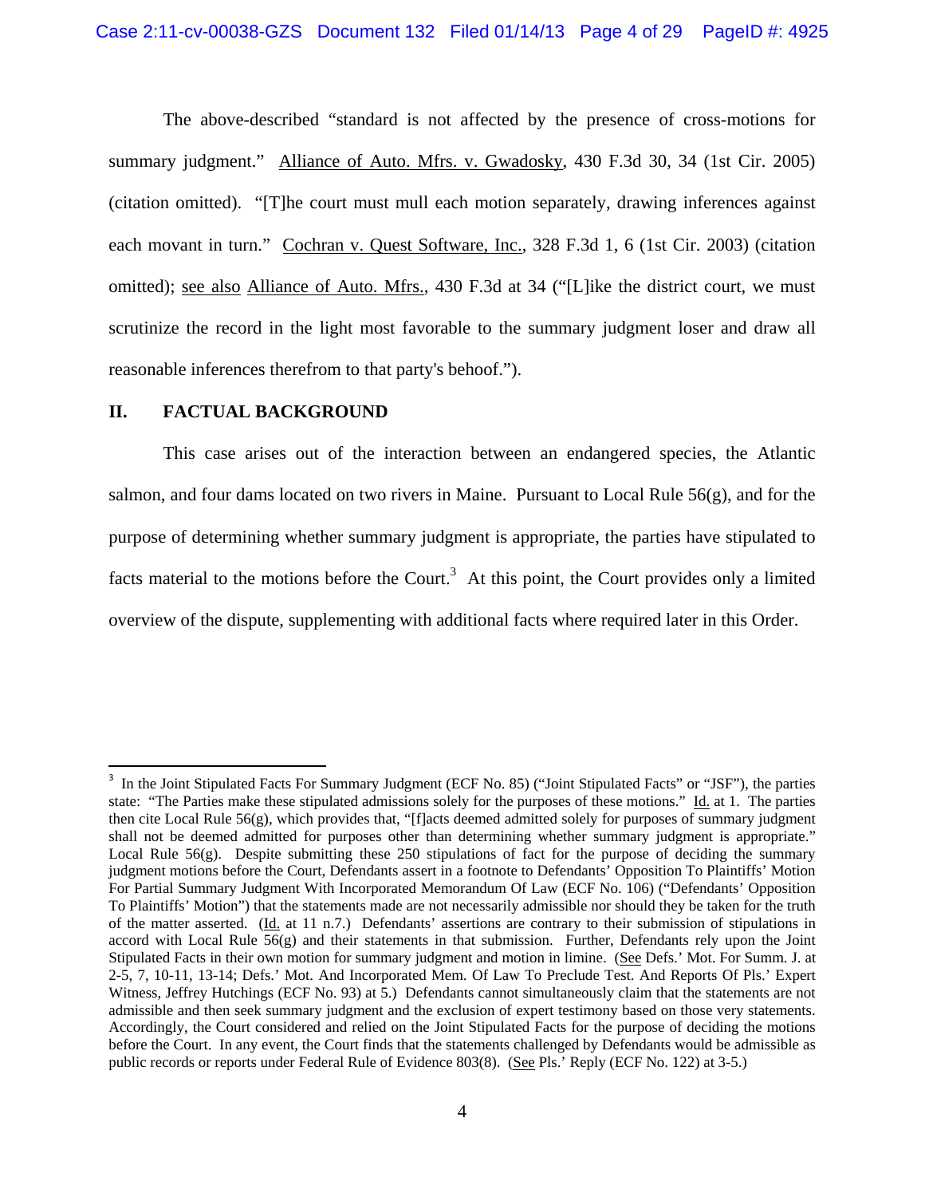The above-described "standard is not affected by the presence of cross-motions for summary judgment." Alliance of Auto. Mfrs. v. Gwadosky, 430 F.3d 30, 34 (1st Cir. 2005) (citation omitted). "[T]he court must mull each motion separately, drawing inferences against each movant in turn." Cochran v. Quest Software, Inc., 328 F.3d 1, 6 (1st Cir. 2003) (citation omitted); see also Alliance of Auto. Mfrs., 430 F.3d at 34 ("[L]ike the district court, we must scrutinize the record in the light most favorable to the summary judgment loser and draw all reasonable inferences therefrom to that party's behoof.").

## II. FACTUAL BACKGROUND

This case arises out of the interaction between an endangered species, the Atlantic salmon, and four dams located on two rivers in Maine. Pursuant to Local Rule 56(g), and for the purpose of determining whether summary judgment is appropriate, the parties have stipulated to facts material to the motions before the Court.[3] At this point, the Court provides only a limited overview of the dispute, supplementing with additional facts where required later in this Order.

---

[3] In the Joint Stipulated Facts For Summary Judgment (ECF No. 85) ("Joint Stipulated Facts" or "JSF"), the parties state: "The Parties make these stipulated admissions solely for the purposes of these motions." Id. at 1. The parties then cite Local Rule 56(g), which provides that, "[f]acts deemed admitted solely for purposes of summary judgment shall not be deemed admitted for purposes other than determining whether summary judgment is appropriate." Local Rule 56(g). Despite submitting these 250 stipulations of fact for the purpose of deciding the summary judgment motions before the Court, Defendants assert in a footnote to Defendants' Opposition To Plaintiffs' Motion For Partial Summary Judgment With Incorporated Memorandum Of Law (ECF No. 106) ("Defendants' Opposition To Plaintiffs' Motion") that the statements made are not necessarily admissible nor should they be taken for the truth of the matter asserted. (Id. at 11 n.7.) Defendants' assertions are contrary to their submission of stipulations in accord with Local Rule 56(g) and their statements in that submission. Further, Defendants rely upon the Joint Stipulated Facts in their own motion for summary judgment and motion in limine. (See Defs.' Mot. For Summ. J. at 2-5, 7, 10-11, 13-14; Defs.' Mot. And Incorporated Mem. Of Law To Preclude Test. And Reports Of Pls.' Expert Witness, Jeffrey Hutchings (ECF No. 93) at 5.) Defendants cannot simultaneously claim that the statements are not admissible and then seek summary judgment and the exclusion of expert testimony based on those very statements. Accordingly, the Court considered and relied on the Joint Stipulated Facts for the purpose of deciding the motions before the Court. In any event, the Court finds that the statements challenged by Defendants would be admissible as public records or reports under Federal Rule of Evidence 803(8). (See Pls.' Reply (ECF No. 122) at 3-5.)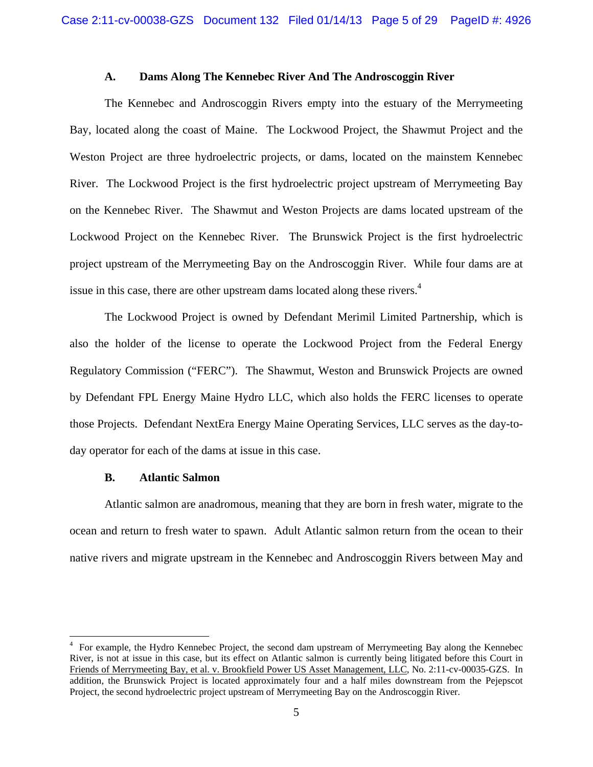### A. Dams Along The Kennebec River And The Androscoggin River

The Kennebec and Androscoggin Rivers empty into the estuary of the Merrymeeting Bay, located along the coast of Maine. The Lockwood Project, the Shawmut Project and the Weston Project are three hydroelectric projects, or dams, located on the mainstem Kennebec River. The Lockwood Project is the first hydroelectric project upstream of Merrymeeting Bay on the Kennebec River. The Shawmut and Weston Projects are dams located upstream of the Lockwood Project on the Kennebec River. The Brunswick Project is the first hydroelectric project upstream of the Merrymeeting Bay on the Androscoggin River. While four dams are at issue in this case, there are other upstream dams located along these rivers.[4]

The Lockwood Project is owned by Defendant Merimil Limited Partnership, which is also the holder of the license to operate the Lockwood Project from the Federal Energy Regulatory Commission ("FERC"). The Shawmut, Weston and Brunswick Projects are owned by Defendant FPL Energy Maine Hydro LLC, which also holds the FERC licenses to operate those Projects. Defendant NextEra Energy Maine Operating Services, LLC serves as the day-to-day operator for each of the dams at issue in this case.

### B. Atlantic Salmon

Atlantic salmon are anadromous, meaning that they are born in fresh water, migrate to the ocean and return to fresh water to spawn. Adult Atlantic salmon return from the ocean to their native rivers and migrate upstream in the Kennebec and Androscoggin Rivers between May and

---

[4] For example, the Hydro Kennebec Project, the second dam upstream of Merrymeeting Bay along the Kennebec River, is not at issue in this case, but its effect on Atlantic salmon is currently being litigated before this Court in Friends of Merrymeeting Bay, et al. v. Brookfield Power US Asset Management, LLC, No. 2:11-cv-00035-GZS. In addition, the Brunswick Project is located approximately four and a half miles downstream from the Pejepscot Project, the second hydroelectric project upstream of Merrymeeting Bay on the Androscoggin River.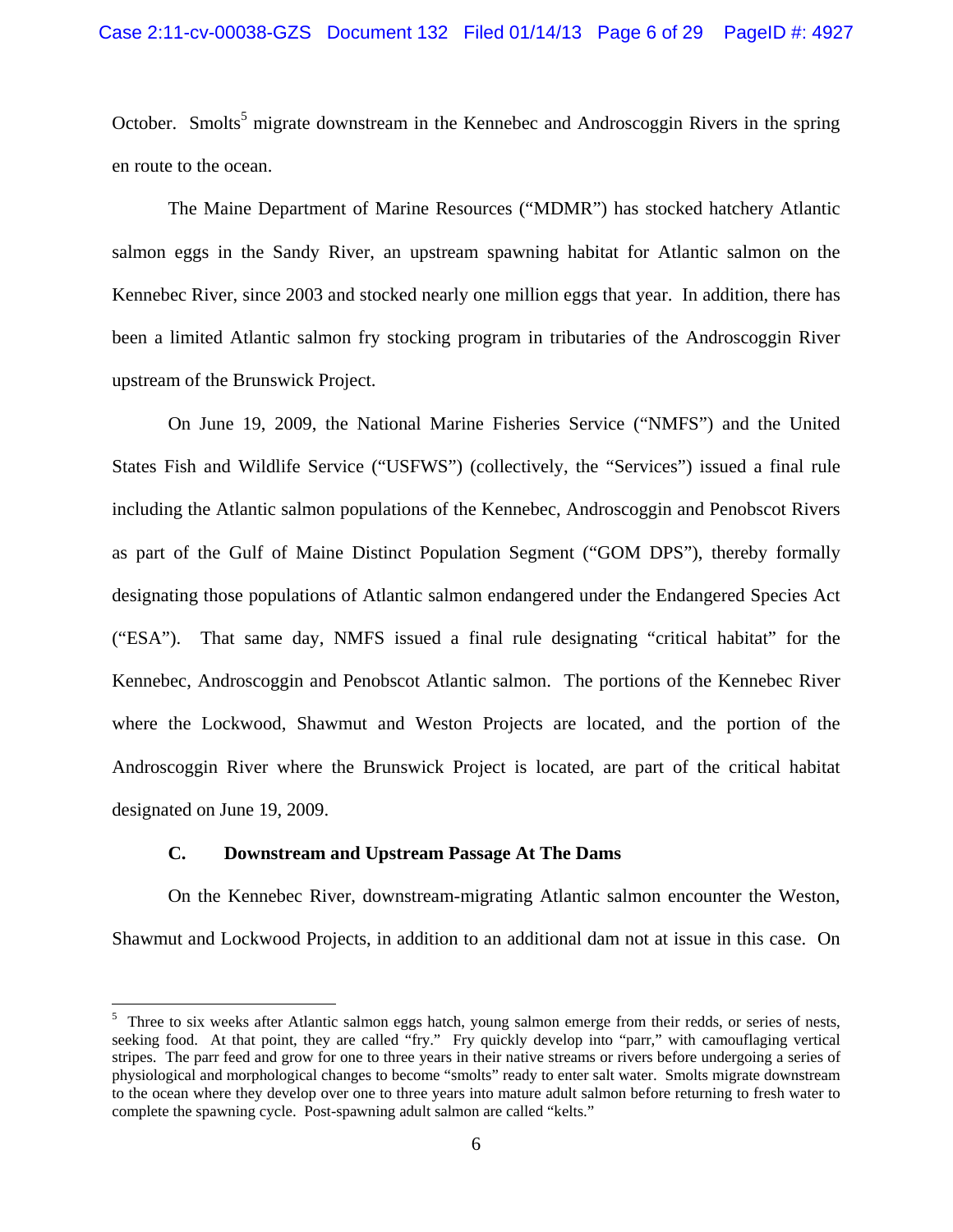October. Smolts[5] migrate downstream in the Kennebec and Androscoggin Rivers in the spring en route to the ocean.

The Maine Department of Marine Resources ("MDMR") has stocked hatchery Atlantic salmon eggs in the Sandy River, an upstream spawning habitat for Atlantic salmon on the Kennebec River, since 2003 and stocked nearly one million eggs that year. In addition, there has been a limited Atlantic salmon fry stocking program in tributaries of the Androscoggin River upstream of the Brunswick Project.

On June 19, 2009, the National Marine Fisheries Service ("NMFS") and the United States Fish and Wildlife Service ("USFWS") (collectively, the "Services") issued a final rule including the Atlantic salmon populations of the Kennebec, Androscoggin and Penobscot Rivers as part of the Gulf of Maine Distinct Population Segment ("GOM DPS"), thereby formally designating those populations of Atlantic salmon endangered under the Endangered Species Act ("ESA"). That same day, NMFS issued a final rule designating "critical habitat" for the Kennebec, Androscoggin and Penobscot Atlantic salmon. The portions of the Kennebec River where the Lockwood, Shawmut and Weston Projects are located, and the portion of the Androscoggin River where the Brunswick Project is located, are part of the critical habitat designated on June 19, 2009.

### C. Downstream and Upstream Passage At The Dams

On the Kennebec River, downstream-migrating Atlantic salmon encounter the Weston, Shawmut and Lockwood Projects, in addition to an additional dam not at issue in this case. On

---

[5] Three to six weeks after Atlantic salmon eggs hatch, young salmon emerge from their redds, or series of nests, seeking food. At that point, they are called "fry." Fry quickly develop into "parr," with camouflaging vertical stripes. The parr feed and grow for one to three years in their native streams or rivers before undergoing a series of physiological and morphological changes to become "smolts" ready to enter salt water. Smolts migrate downstream to the ocean where they develop over one to three years into mature adult salmon before returning to fresh water to complete the spawning cycle. Post-spawning adult salmon are called "kelts."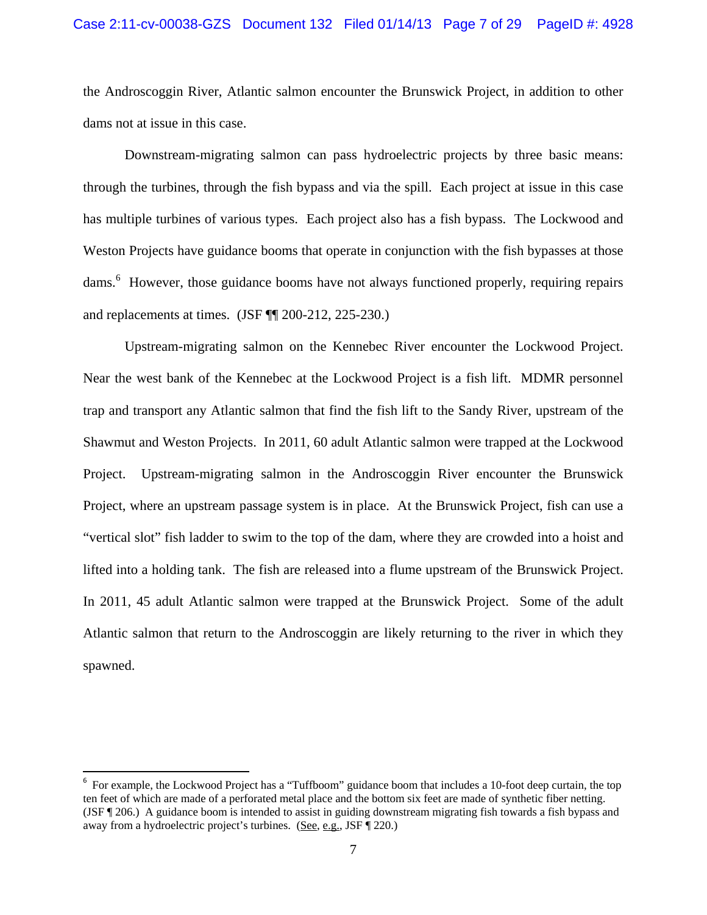the Androscoggin River, Atlantic salmon encounter the Brunswick Project, in addition to other dams not at issue in this case.

Downstream-migrating salmon can pass hydroelectric projects by three basic means: through the turbines, through the fish bypass and via the spill. Each project at issue in this case has multiple turbines of various types. Each project also has a fish bypass. The Lockwood and Weston Projects have guidance booms that operate in conjunction with the fish bypasses at those dams.[6] However, those guidance booms have not always functioned properly, requiring repairs and replacements at times. (JSF ¶¶ 200-212, 225-230.)

Upstream-migrating salmon on the Kennebec River encounter the Lockwood Project. Near the west bank of the Kennebec at the Lockwood Project is a fish lift. MDMR personnel trap and transport any Atlantic salmon that find the fish lift to the Sandy River, upstream of the Shawmut and Weston Projects. In 2011, 60 adult Atlantic salmon were trapped at the Lockwood Project. Upstream-migrating salmon in the Androscoggin River encounter the Brunswick Project, where an upstream passage system is in place. At the Brunswick Project, fish can use a "vertical slot" fish ladder to swim to the top of the dam, where they are crowded into a hoist and lifted into a holding tank. The fish are released into a flume upstream of the Brunswick Project. In 2011, 45 adult Atlantic salmon were trapped at the Brunswick Project. Some of the adult Atlantic salmon that return to the Androscoggin are likely returning to the river in which they spawned.

---

[6] For example, the Lockwood Project has a "Tuffboom" guidance boom that includes a 10-foot deep curtain, the top ten feet of which are made of a perforated metal place and the bottom six feet are made of synthetic fiber netting. (JSF ¶ 206.) A guidance boom is intended to assist in guiding downstream migrating fish towards a fish bypass and away from a hydroelectric project's turbines. (See, e.g., JSF ¶ 220.)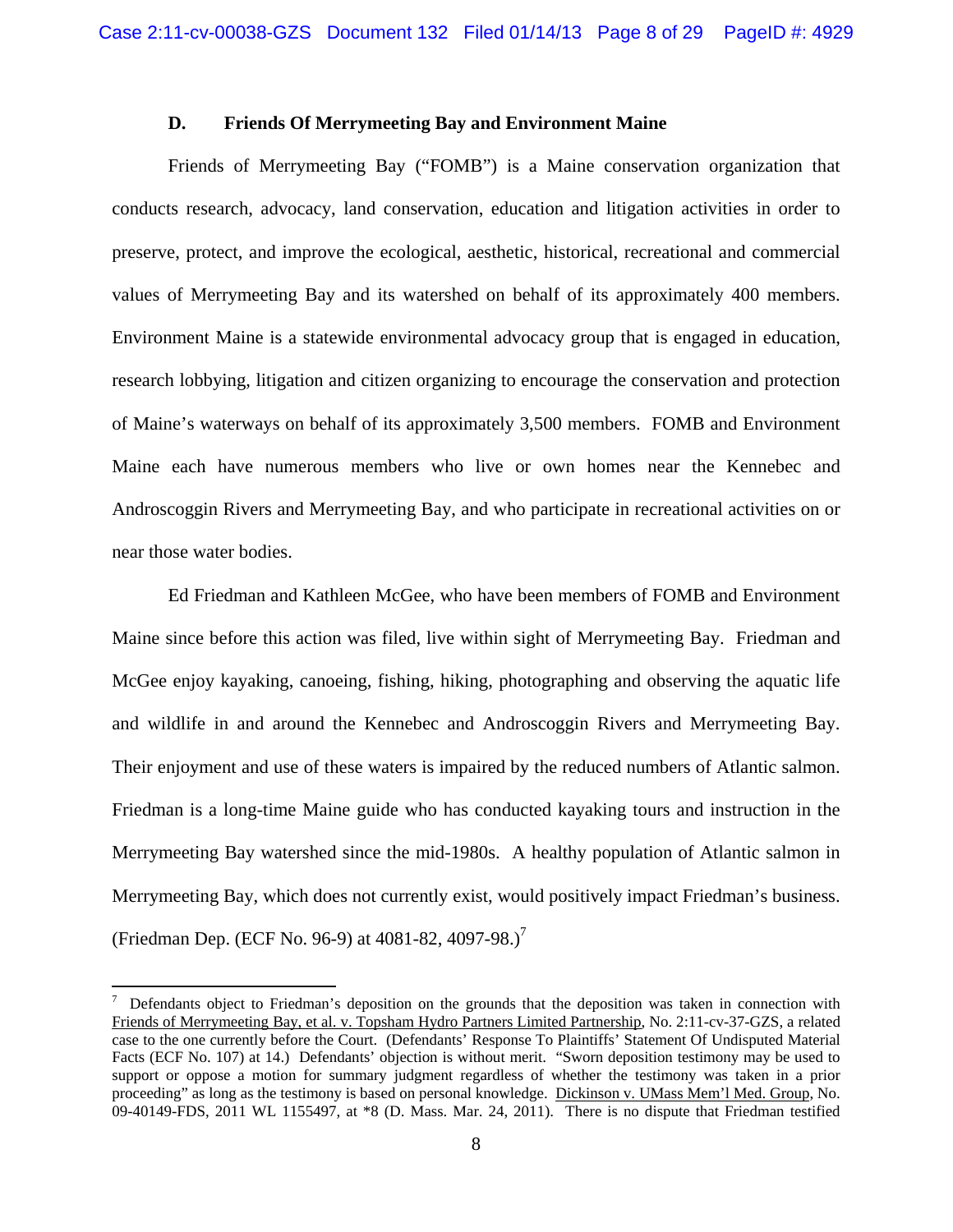### D. Friends Of Merrymeeting Bay and Environment Maine

Friends of Merrymeeting Bay ("FOMB") is a Maine conservation organization that conducts research, advocacy, land conservation, education and litigation activities in order to preserve, protect, and improve the ecological, aesthetic, historical, recreational and commercial values of Merrymeeting Bay and its watershed on behalf of its approximately 400 members. Environment Maine is a statewide environmental advocacy group that is engaged in education, research lobbying, litigation and citizen organizing to encourage the conservation and protection of Maine's waterways on behalf of its approximately 3,500 members. FOMB and Environment Maine each have numerous members who live or own homes near the Kennebec and Androscoggin Rivers and Merrymeeting Bay, and who participate in recreational activities on or near those water bodies.

Ed Friedman and Kathleen McGee, who have been members of FOMB and Environment Maine since before this action was filed, live within sight of Merrymeeting Bay. Friedman and McGee enjoy kayaking, canoeing, fishing, hiking, photographing and observing the aquatic life and wildlife in and around the Kennebec and Androscoggin Rivers and Merrymeeting Bay. Their enjoyment and use of these waters is impaired by the reduced numbers of Atlantic salmon. Friedman is a long-time Maine guide who has conducted kayaking tours and instruction in the Merrymeeting Bay watershed since the mid-1980s. A healthy population of Atlantic salmon in Merrymeeting Bay, which does not currently exist, would positively impact Friedman's business. (Friedman Dep. (ECF No. 96-9) at 4081-82, 4097-98.)[7]

---

[7] Defendants object to Friedman's deposition on the grounds that the deposition was taken in connection with Friends of Merrymeeting Bay, et al. v. Topsham Hydro Partners Limited Partnership, No. 2:11-cv-37-GZS, a related case to the one currently before the Court. (Defendants' Response To Plaintiffs' Statement Of Undisputed Material Facts (ECF No. 107) at 14.) Defendants' objection is without merit. "Sworn deposition testimony may be used to support or oppose a motion for summary judgment regardless of whether the testimony was taken in a prior proceeding" as long as the testimony is based on personal knowledge. Dickinson v. UMass Mem'l Med. Group, No. 09-40149-FDS, 2011 WL 1155497, at *8 (D. Mass. Mar. 24, 2011). There is no dispute that Friedman testified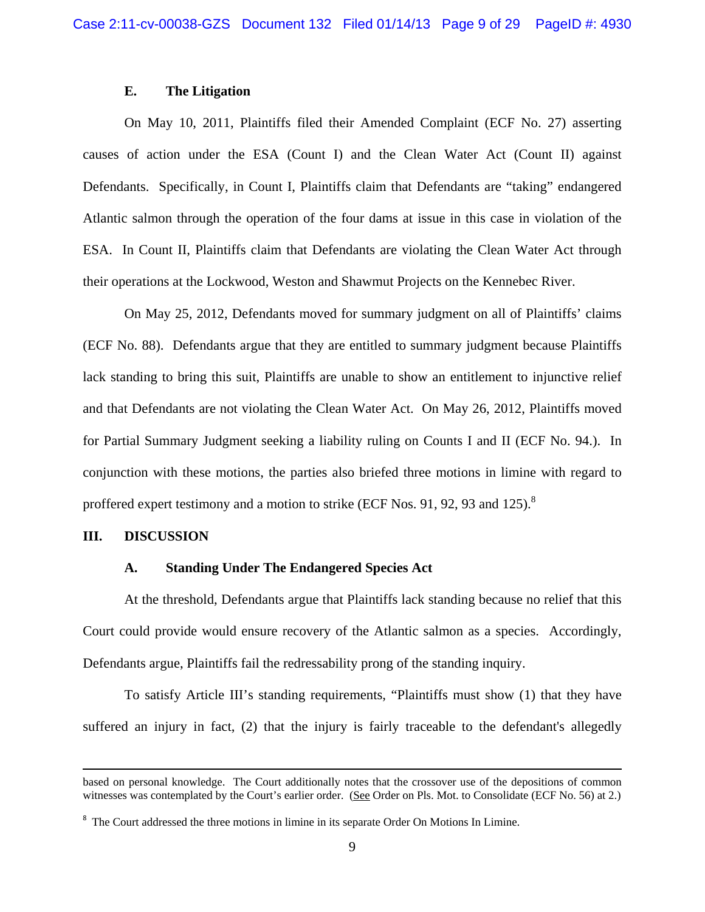### E. The Litigation

On May 10, 2011, Plaintiffs filed their Amended Complaint (ECF No. 27) asserting causes of action under the ESA (Count I) and the Clean Water Act (Count II) against Defendants. Specifically, in Count I, Plaintiffs claim that Defendants are "taking" endangered Atlantic salmon through the operation of the four dams at issue in this case in violation of the ESA. In Count II, Plaintiffs claim that Defendants are violating the Clean Water Act through their operations at the Lockwood, Weston and Shawmut Projects on the Kennebec River.

On May 25, 2012, Defendants moved for summary judgment on all of Plaintiffs' claims (ECF No. 88). Defendants argue that they are entitled to summary judgment because Plaintiffs lack standing to bring this suit, Plaintiffs are unable to show an entitlement to injunctive relief and that Defendants are not violating the Clean Water Act. On May 26, 2012, Plaintiffs moved for Partial Summary Judgment seeking a liability ruling on Counts I and II (ECF No. 94.). In conjunction with these motions, the parties also briefed three motions in limine with regard to proffered expert testimony and a motion to strike (ECF Nos. 91, 92, 93 and 125).[8]

## III. DISCUSSION

### A. Standing Under The Endangered Species Act

At the threshold, Defendants argue that Plaintiffs lack standing because no relief that this Court could provide would ensure recovery of the Atlantic salmon as a species. Accordingly, Defendants argue, Plaintiffs fail the redressability prong of the standing inquiry.

To satisfy Article III's standing requirements, "Plaintiffs must show (1) that they have suffered an injury in fact, (2) that the injury is fairly traceable to the defendant's allegedly

---

based on personal knowledge. The Court additionally notes that the crossover use of the depositions of common witnesses was contemplated by the Court's earlier order. (See Order on Pls. Mot. to Consolidate (ECF No. 56) at 2.)

[8] The Court addressed the three motions in limine in its separate Order On Motions In Limine.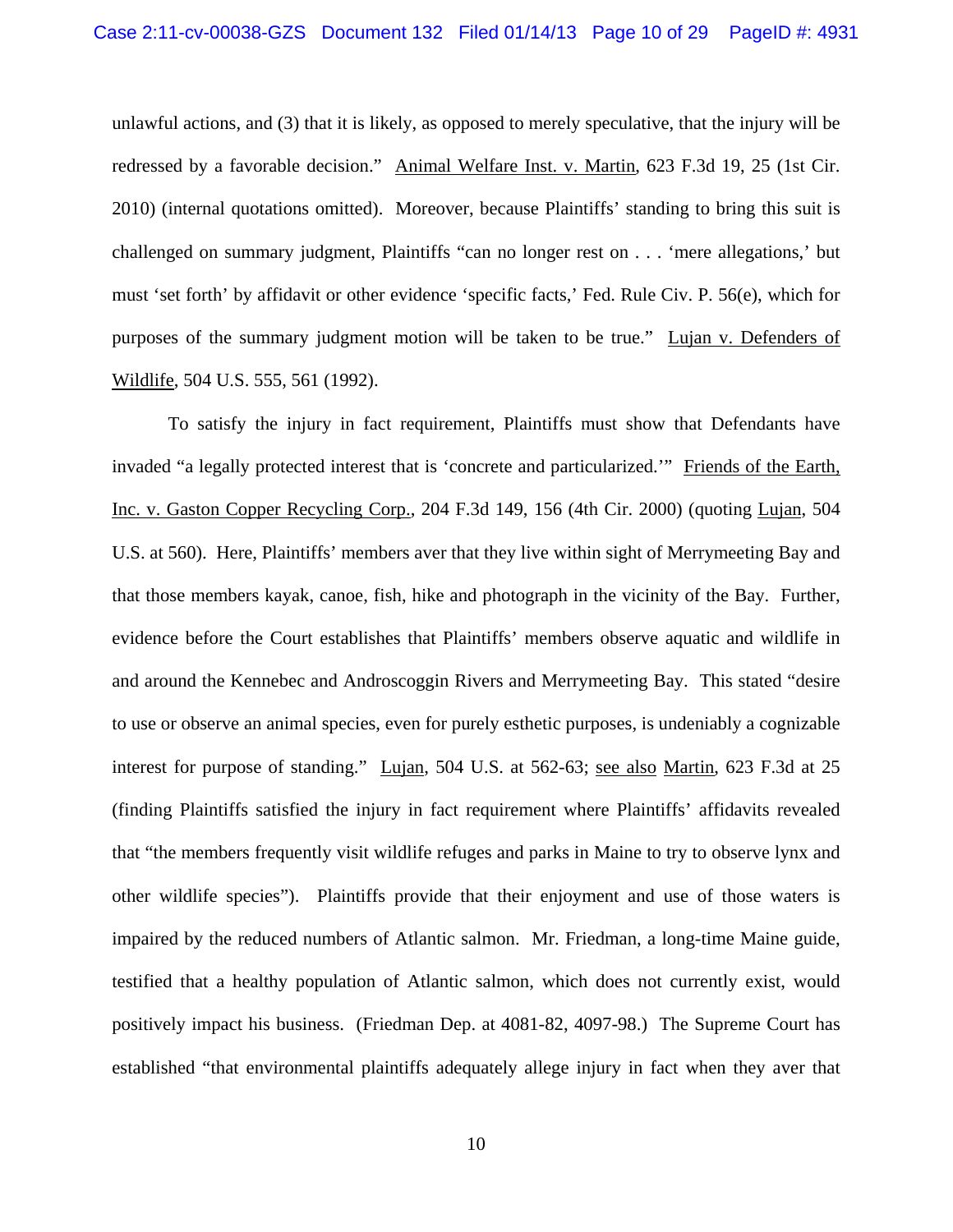unlawful actions, and (3) that it is likely, as opposed to merely speculative, that the injury will be redressed by a favorable decision." Animal Welfare Inst. v. Martin, 623 F.3d 19, 25 (1st Cir. 2010) (internal quotations omitted). Moreover, because Plaintiffs' standing to bring this suit is challenged on summary judgment, Plaintiffs "can no longer rest on . . . 'mere allegations,' but must 'set forth' by affidavit or other evidence 'specific facts,' Fed. Rule Civ. P. 56(e), which for purposes of the summary judgment motion will be taken to be true." Lujan v. Defenders of Wildlife, 504 U.S. 555, 561 (1992).

To satisfy the injury in fact requirement, Plaintiffs must show that Defendants have invaded "a legally protected interest that is 'concrete and particularized.'" Friends of the Earth, Inc. v. Gaston Copper Recycling Corp., 204 F.3d 149, 156 (4th Cir. 2000) (quoting Lujan, 504 U.S. at 560). Here, Plaintiffs' members aver that they live within sight of Merrymeeting Bay and that those members kayak, canoe, fish, hike and photograph in the vicinity of the Bay. Further, evidence before the Court establishes that Plaintiffs' members observe aquatic and wildlife in and around the Kennebec and Androscoggin Rivers and Merrymeeting Bay. This stated "desire to use or observe an animal species, even for purely esthetic purposes, is undeniably a cognizable interest for purpose of standing." Lujan, 504 U.S. at 562-63; see also Martin, 623 F.3d at 25 (finding Plaintiffs satisfied the injury in fact requirement where Plaintiffs' affidavits revealed that "the members frequently visit wildlife refuges and parks in Maine to try to observe lynx and other wildlife species"). Plaintiffs provide that their enjoyment and use of those waters is impaired by the reduced numbers of Atlantic salmon. Mr. Friedman, a long-time Maine guide, testified that a healthy population of Atlantic salmon, which does not currently exist, would positively impact his business. (Friedman Dep. at 4081-82, 4097-98.) The Supreme Court has established "that environmental plaintiffs adequately allege injury in fact when they aver that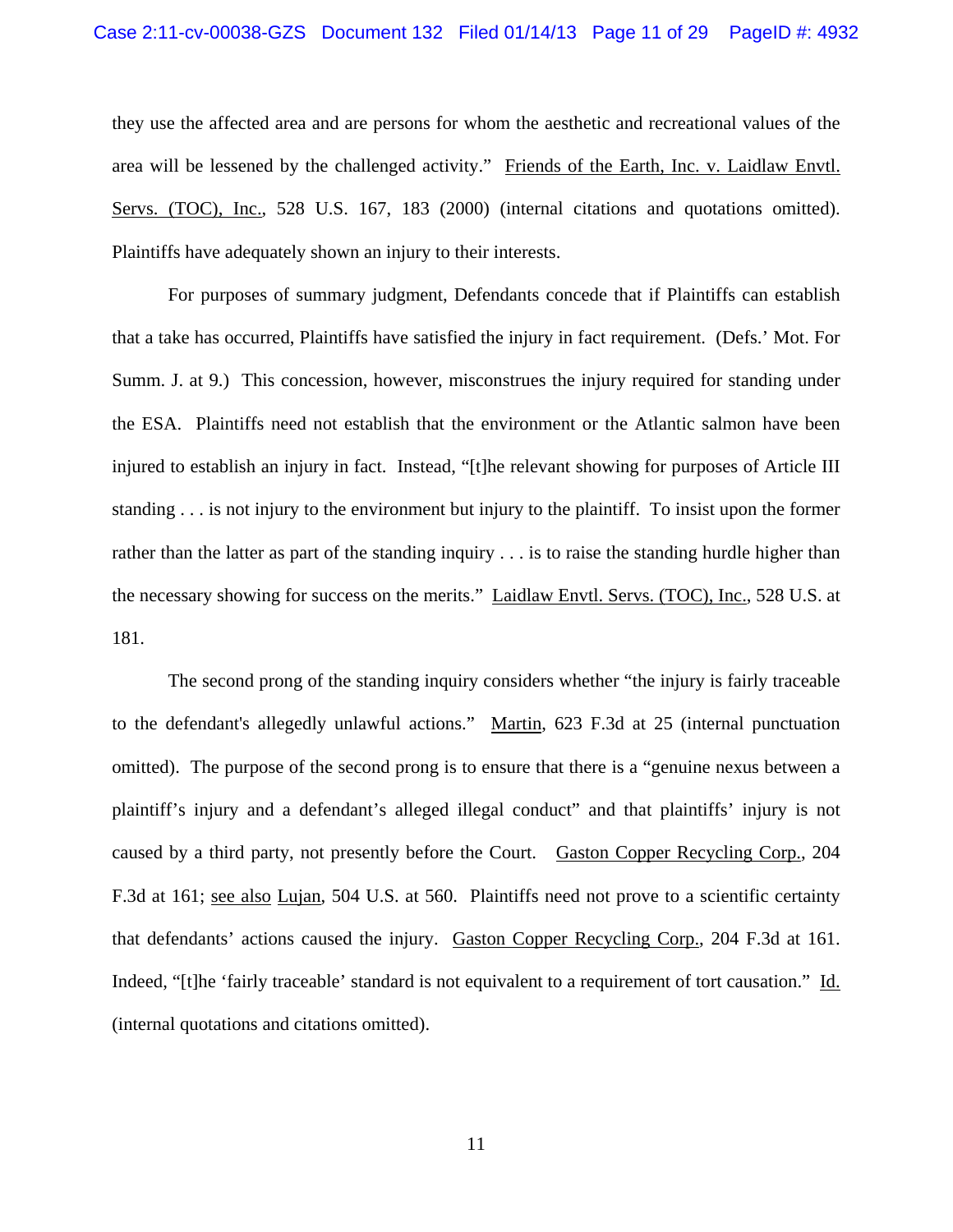they use the affected area and are persons for whom the aesthetic and recreational values of the area will be lessened by the challenged activity." Friends of the Earth, Inc. v. Laidlaw Envtl. Servs. (TOC), Inc., 528 U.S. 167, 183 (2000) (internal citations and quotations omitted). Plaintiffs have adequately shown an injury to their interests.

For purposes of summary judgment, Defendants concede that if Plaintiffs can establish that a take has occurred, Plaintiffs have satisfied the injury in fact requirement. (Defs.' Mot. For Summ. J. at 9.) This concession, however, misconstrues the injury required for standing under the ESA. Plaintiffs need not establish that the environment or the Atlantic salmon have been injured to establish an injury in fact. Instead, "[t]he relevant showing for purposes of Article III standing . . . is not injury to the environment but injury to the plaintiff. To insist upon the former rather than the latter as part of the standing inquiry . . . is to raise the standing hurdle higher than the necessary showing for success on the merits." Laidlaw Envtl. Servs. (TOC), Inc., 528 U.S. at 181.

The second prong of the standing inquiry considers whether "the injury is fairly traceable to the defendant's allegedly unlawful actions." Martin, 623 F.3d at 25 (internal punctuation omitted). The purpose of the second prong is to ensure that there is a "genuine nexus between a plaintiff's injury and a defendant's alleged illegal conduct" and that plaintiffs' injury is not caused by a third party, not presently before the Court. Gaston Copper Recycling Corp., 204 F.3d at 161; see also Lujan, 504 U.S. at 560. Plaintiffs need not prove to a scientific certainty that defendants' actions caused the injury. Gaston Copper Recycling Corp., 204 F.3d at 161. Indeed, "[t]he 'fairly traceable' standard is not equivalent to a requirement of tort causation." Id. (internal quotations and citations omitted).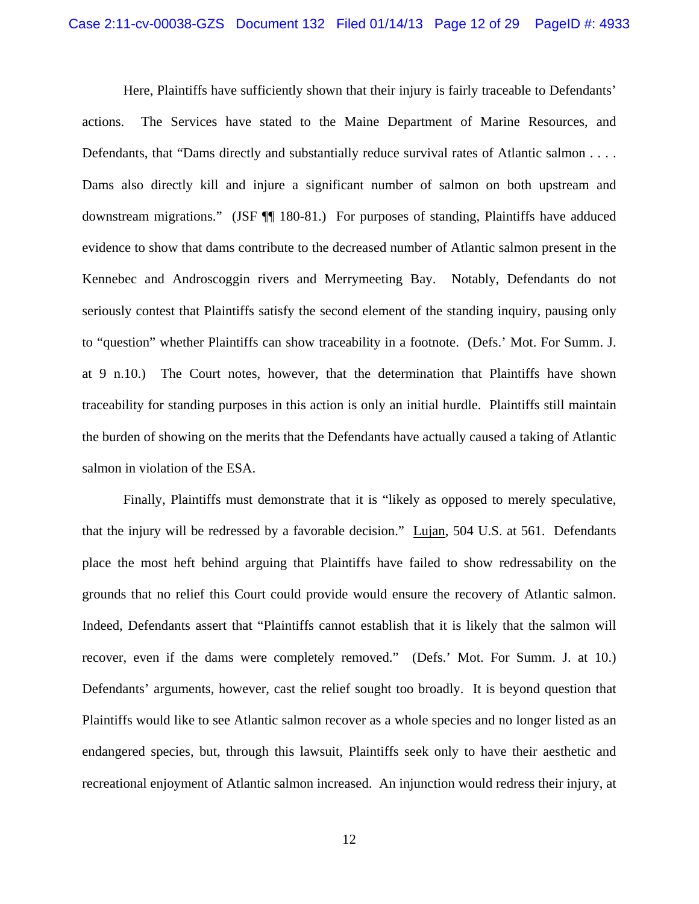Here, Plaintiffs have sufficiently shown that their injury is fairly traceable to Defendants' actions. The Services have stated to the Maine Department of Marine Resources, and Defendants, that "Dams directly and substantially reduce survival rates of Atlantic salmon . . . . Dams also directly kill and injure a significant number of salmon on both upstream and downstream migrations." (JSF ¶¶ 180-81.) For purposes of standing, Plaintiffs have adduced evidence to show that dams contribute to the decreased number of Atlantic salmon present in the Kennebec and Androscoggin rivers and Merrymeeting Bay. Notably, Defendants do not seriously contest that Plaintiffs satisfy the second element of the standing inquiry, pausing only to "question" whether Plaintiffs can show traceability in a footnote. (Defs.' Mot. For Summ. J. at 9 n.10.) The Court notes, however, that the determination that Plaintiffs have shown traceability for standing purposes in this action is only an initial hurdle. Plaintiffs still maintain the burden of showing on the merits that the Defendants have actually caused a taking of Atlantic salmon in violation of the ESA.

Finally, Plaintiffs must demonstrate that it is "likely as opposed to merely speculative, that the injury will be redressed by a favorable decision." Lujan, 504 U.S. at 561. Defendants place the most heft behind arguing that Plaintiffs have failed to show redressability on the grounds that no relief this Court could provide would ensure the recovery of Atlantic salmon. Indeed, Defendants assert that "Plaintiffs cannot establish that it is likely that the salmon will recover, even if the dams were completely removed." (Defs.' Mot. For Summ. J. at 10.) Defendants' arguments, however, cast the relief sought too broadly. It is beyond question that Plaintiffs would like to see Atlantic salmon recover as a whole species and no longer listed as an endangered species, but, through this lawsuit, Plaintiffs seek only to have their aesthetic and recreational enjoyment of Atlantic salmon increased. An injunction would redress their injury, at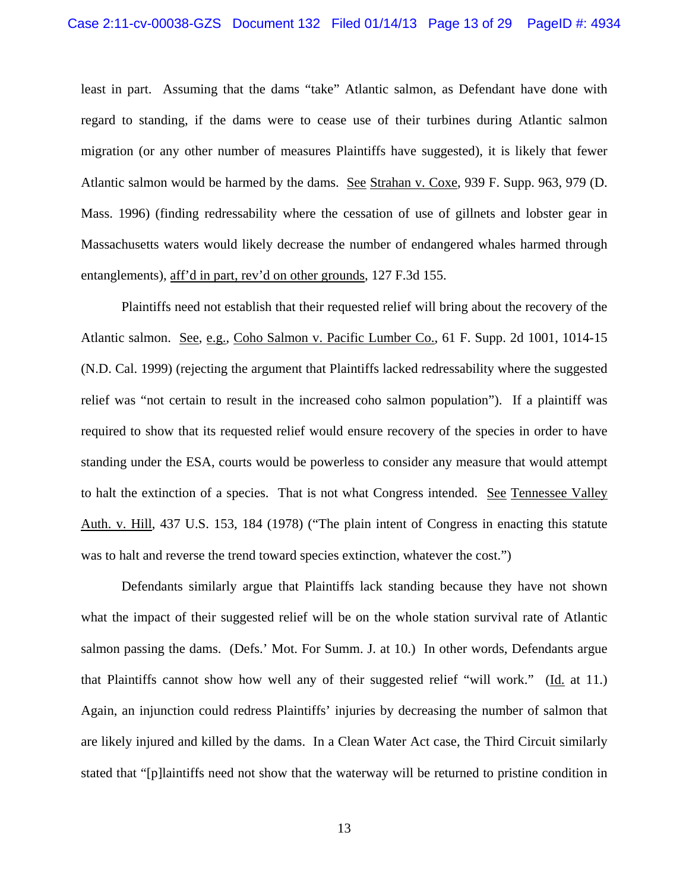least in part. Assuming that the dams "take" Atlantic salmon, as Defendant have done with regard to standing, if the dams were to cease use of their turbines during Atlantic salmon migration (or any other number of measures Plaintiffs have suggested), it is likely that fewer Atlantic salmon would be harmed by the dams. See Strahan v. Coxe, 939 F. Supp. 963, 979 (D. Mass. 1996) (finding redressability where the cessation of use of gillnets and lobster gear in Massachusetts waters would likely decrease the number of endangered whales harmed through entanglements), aff'd in part, rev'd on other grounds, 127 F.3d 155.

Plaintiffs need not establish that their requested relief will bring about the recovery of the Atlantic salmon. See, e.g., Coho Salmon v. Pacific Lumber Co., 61 F. Supp. 2d 1001, 1014-15 (N.D. Cal. 1999) (rejecting the argument that Plaintiffs lacked redressability where the suggested relief was "not certain to result in the increased coho salmon population"). If a plaintiff was required to show that its requested relief would ensure recovery of the species in order to have standing under the ESA, courts would be powerless to consider any measure that would attempt to halt the extinction of a species. That is not what Congress intended. See Tennessee Valley Auth. v. Hill, 437 U.S. 153, 184 (1978) ("The plain intent of Congress in enacting this statute was to halt and reverse the trend toward species extinction, whatever the cost.")

Defendants similarly argue that Plaintiffs lack standing because they have not shown what the impact of their suggested relief will be on the whole station survival rate of Atlantic salmon passing the dams. (Defs.' Mot. For Summ. J. at 10.) In other words, Defendants argue that Plaintiffs cannot show how well any of their suggested relief "will work." (Id. at 11.) Again, an injunction could redress Plaintiffs' injuries by decreasing the number of salmon that are likely injured and killed by the dams. In a Clean Water Act case, the Third Circuit similarly stated that "[p]laintiffs need not show that the waterway will be returned to pristine condition in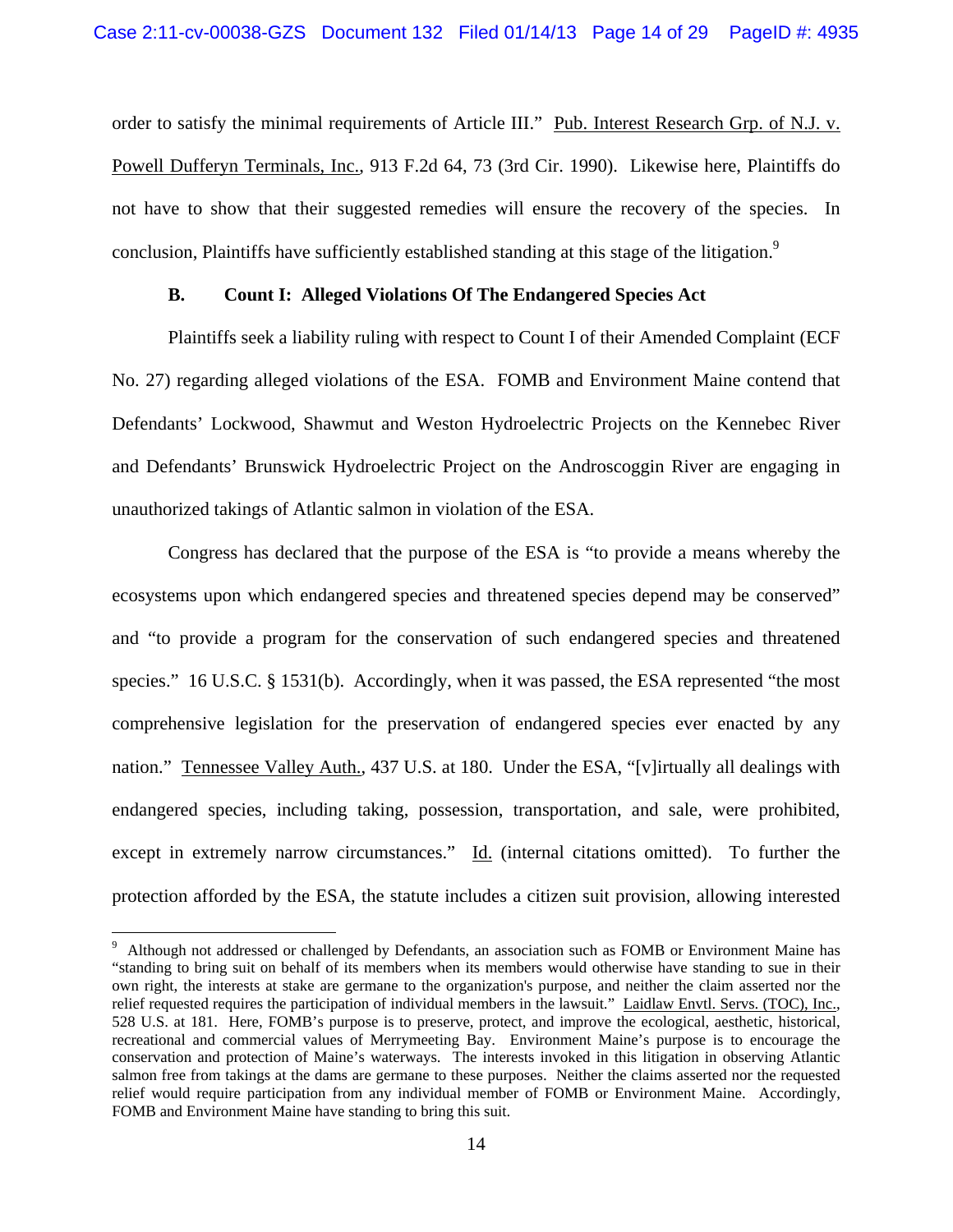order to satisfy the minimal requirements of Article III." Pub. Interest Research Grp. of N.J. v. Powell Dufferyn Terminals, Inc., 913 F.2d 64, 73 (3rd Cir. 1990). Likewise here, Plaintiffs do not have to show that their suggested remedies will ensure the recovery of the species. In conclusion, Plaintiffs have sufficiently established standing at this stage of the litigation.[9]

### B. Count I: Alleged Violations Of The Endangered Species Act

Plaintiffs seek a liability ruling with respect to Count I of their Amended Complaint (ECF No. 27) regarding alleged violations of the ESA. FOMB and Environment Maine contend that Defendants' Lockwood, Shawmut and Weston Hydroelectric Projects on the Kennebec River and Defendants' Brunswick Hydroelectric Project on the Androscoggin River are engaging in unauthorized takings of Atlantic salmon in violation of the ESA.

Congress has declared that the purpose of the ESA is "to provide a means whereby the ecosystems upon which endangered species and threatened species depend may be conserved" and "to provide a program for the conservation of such endangered species and threatened species." 16 U.S.C. § 1531(b). Accordingly, when it was passed, the ESA represented "the most comprehensive legislation for the preservation of endangered species ever enacted by any nation." Tennessee Valley Auth., 437 U.S. at 180. Under the ESA, "[v]irtually all dealings with endangered species, including taking, possession, transportation, and sale, were prohibited, except in extremely narrow circumstances." Id. (internal citations omitted). To further the protection afforded by the ESA, the statute includes a citizen suit provision, allowing interested

---

[9] Although not addressed or challenged by Defendants, an association such as FOMB or Environment Maine has "standing to bring suit on behalf of its members when its members would otherwise have standing to sue in their own right, the interests at stake are germane to the organization's purpose, and neither the claim asserted nor the relief requested requires the participation of individual members in the lawsuit." Laidlaw Envtl. Servs. (TOC), Inc., 528 U.S. at 181. Here, FOMB's purpose is to preserve, protect, and improve the ecological, aesthetic, historical, recreational and commercial values of Merrymeeting Bay. Environment Maine's purpose is to encourage the conservation and protection of Maine's waterways. The interests invoked in this litigation in observing Atlantic salmon free from takings at the dams are germane to these purposes. Neither the claims asserted nor the requested relief would require participation from any individual member of FOMB or Environment Maine. Accordingly, FOMB and Environment Maine have standing to bring this suit.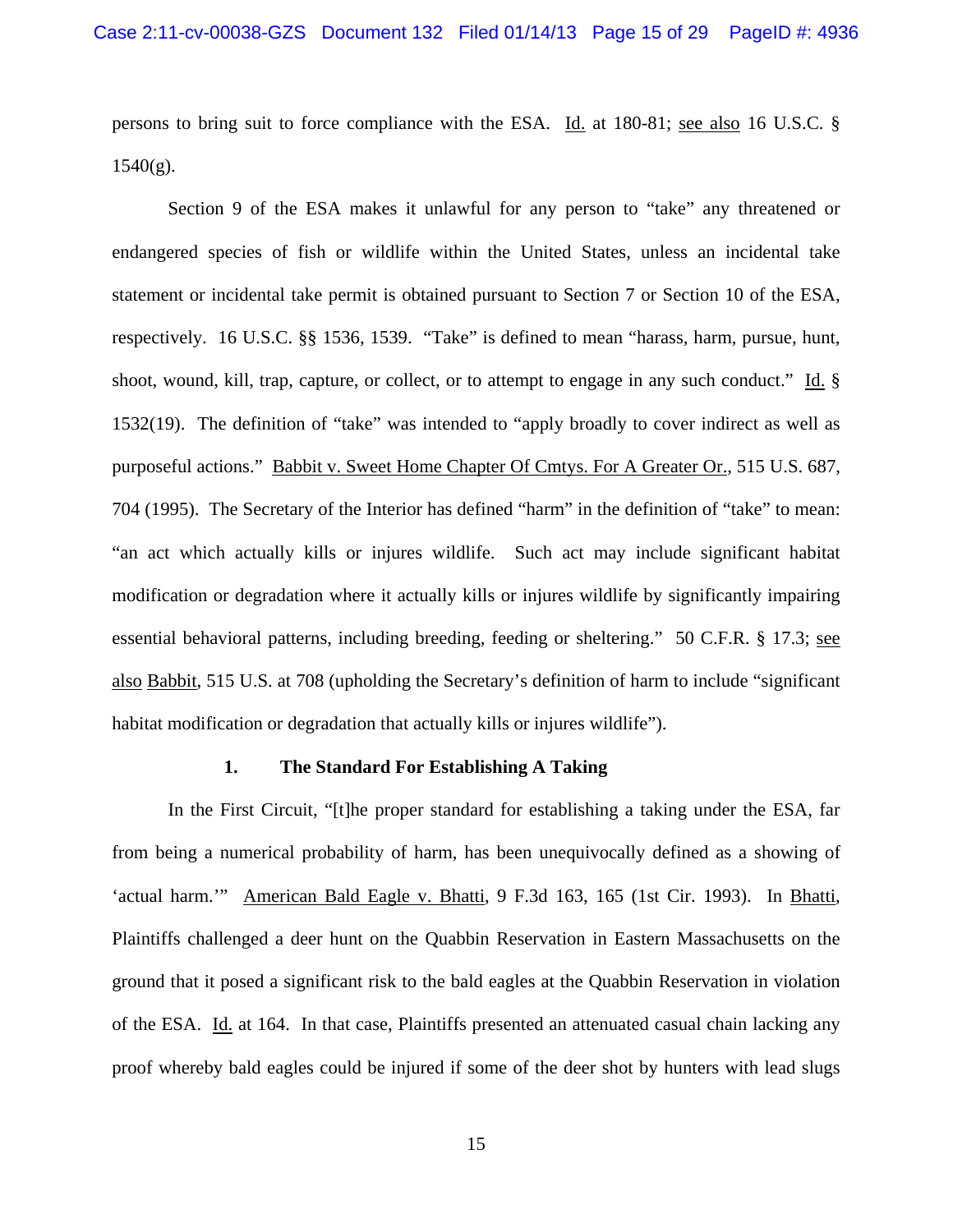persons to bring suit to force compliance with the ESA. Id. at 180-81; see also 16 U.S.C. § 1540(g).

Section 9 of the ESA makes it unlawful for any person to "take" any threatened or endangered species of fish or wildlife within the United States, unless an incidental take statement or incidental take permit is obtained pursuant to Section 7 or Section 10 of the ESA, respectively. 16 U.S.C. §§ 1536, 1539. "Take" is defined to mean "harass, harm, pursue, hunt, shoot, wound, kill, trap, capture, or collect, or to attempt to engage in any such conduct." Id. § 1532(19). The definition of "take" was intended to "apply broadly to cover indirect as well as purposeful actions." Babbit v. Sweet Home Chapter Of Cmtys. For A Greater Or., 515 U.S. 687, 704 (1995). The Secretary of the Interior has defined "harm" in the definition of "take" to mean: "an act which actually kills or injures wildlife. Such act may include significant habitat modification or degradation where it actually kills or injures wildlife by significantly impairing essential behavioral patterns, including breeding, feeding or sheltering." 50 C.F.R. § 17.3; see also Babbit, 515 U.S. at 708 (upholding the Secretary's definition of harm to include "significant habitat modification or degradation that actually kills or injures wildlife").

### 1. The Standard For Establishing A Taking

In the First Circuit, "[t]he proper standard for establishing a taking under the ESA, far from being a numerical probability of harm, has been unequivocally defined as a showing of 'actual harm.'" American Bald Eagle v. Bhatti, 9 F.3d 163, 165 (1st Cir. 1993). In Bhatti, Plaintiffs challenged a deer hunt on the Quabbin Reservation in Eastern Massachusetts on the ground that it posed a significant risk to the bald eagles at the Quabbin Reservation in violation of the ESA. Id. at 164. In that case, Plaintiffs presented an attenuated casual chain lacking any proof whereby bald eagles could be injured if some of the deer shot by hunters with lead slugs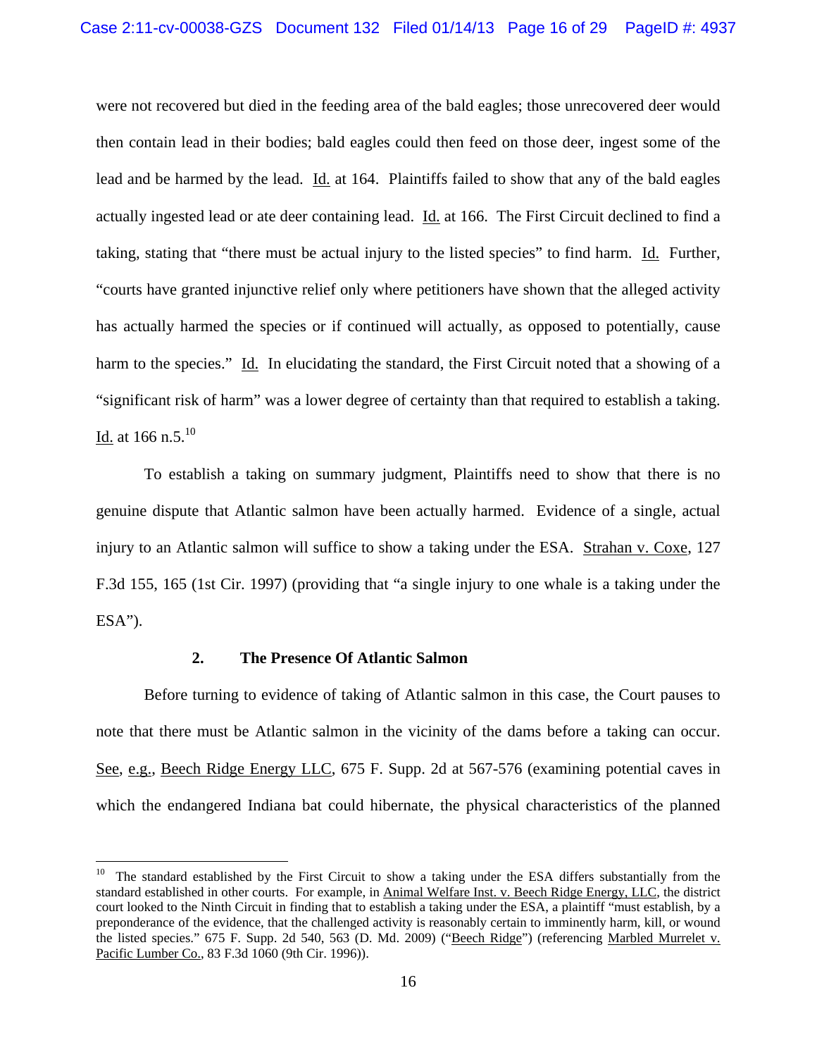were not recovered but died in the feeding area of the bald eagles; those unrecovered deer would then contain lead in their bodies; bald eagles could then feed on those deer, ingest some of the lead and be harmed by the lead. Id. at 164. Plaintiffs failed to show that any of the bald eagles actually ingested lead or ate deer containing lead. Id. at 166. The First Circuit declined to find a taking, stating that "there must be actual injury to the listed species" to find harm. Id. Further, "courts have granted injunctive relief only where petitioners have shown that the alleged activity has actually harmed the species or if continued will actually, as opposed to potentially, cause harm to the species." Id. In elucidating the standard, the First Circuit noted that a showing of a "significant risk of harm" was a lower degree of certainty than that required to establish a taking. Id. at 166 n.5.[10]

To establish a taking on summary judgment, Plaintiffs need to show that there is no genuine dispute that Atlantic salmon have been actually harmed. Evidence of a single, actual injury to an Atlantic salmon will suffice to show a taking under the ESA. Strahan v. Coxe, 127 F.3d 155, 165 (1st Cir. 1997) (providing that "a single injury to one whale is a taking under the ESA").

### 2. The Presence Of Atlantic Salmon

Before turning to evidence of taking of Atlantic salmon in this case, the Court pauses to note that there must be Atlantic salmon in the vicinity of the dams before a taking can occur. See, e.g., Beech Ridge Energy LLC, 675 F. Supp. 2d at 567-576 (examining potential caves in which the endangered Indiana bat could hibernate, the physical characteristics of the planned

---

[10] The standard established by the First Circuit to show a taking under the ESA differs substantially from the standard established in other courts. For example, in Animal Welfare Inst. v. Beech Ridge Energy, LLC, the district court looked to the Ninth Circuit in finding that to establish a taking under the ESA, a plaintiff "must establish, by a preponderance of the evidence, that the challenged activity is reasonably certain to imminently harm, kill, or wound the listed species." 675 F. Supp. 2d 540, 563 (D. Md. 2009) ("Beech Ridge") (referencing Marbled Murrelet v. Pacific Lumber Co., 83 F.3d 1060 (9th Cir. 1996)).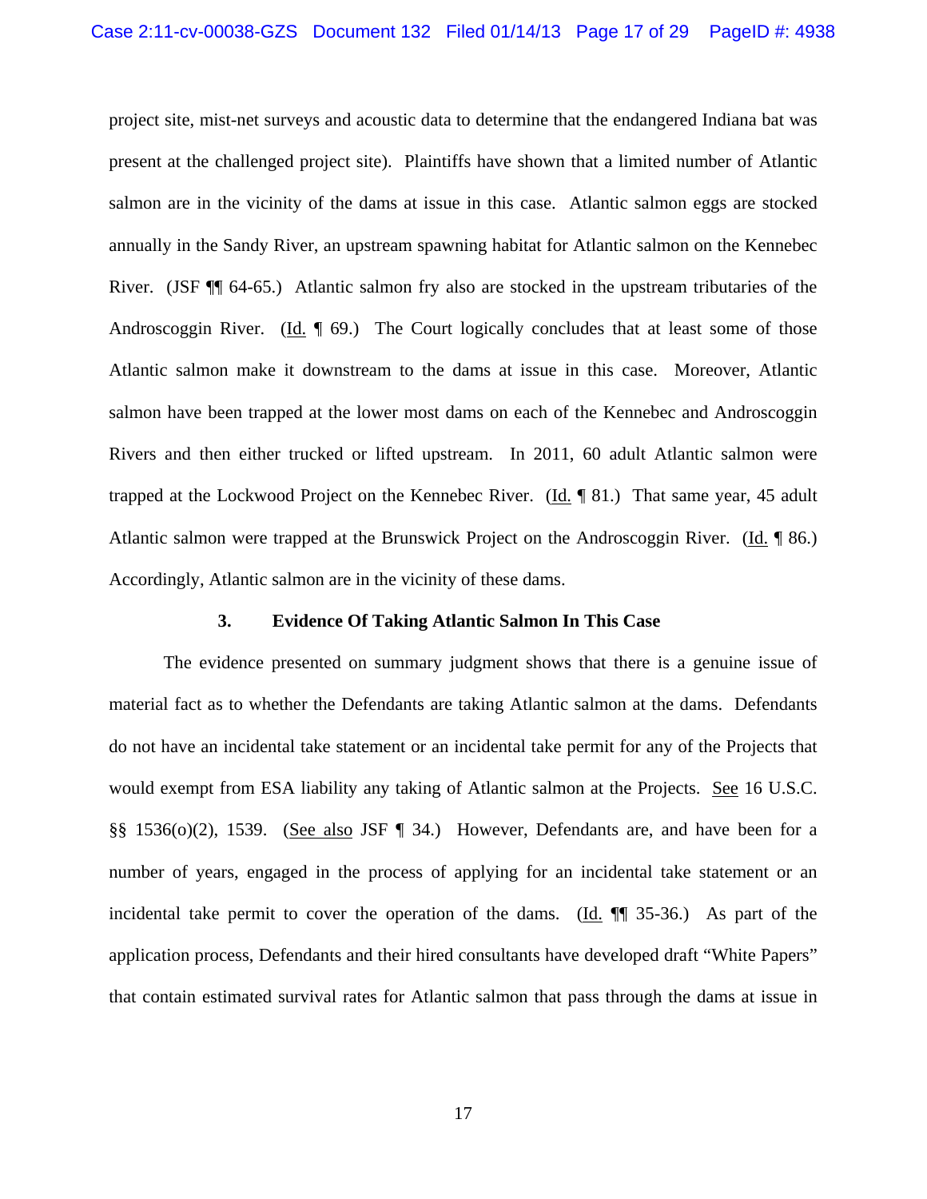project site, mist-net surveys and acoustic data to determine that the endangered Indiana bat was present at the challenged project site). Plaintiffs have shown that a limited number of Atlantic salmon are in the vicinity of the dams at issue in this case. Atlantic salmon eggs are stocked annually in the Sandy River, an upstream spawning habitat for Atlantic salmon on the Kennebec River. (JSF ¶¶ 64-65.) Atlantic salmon fry also are stocked in the upstream tributaries of the Androscoggin River. (Id. ¶ 69.) The Court logically concludes that at least some of those Atlantic salmon make it downstream to the dams at issue in this case. Moreover, Atlantic salmon have been trapped at the lower most dams on each of the Kennebec and Androscoggin Rivers and then either trucked or lifted upstream. In 2011, 60 adult Atlantic salmon were trapped at the Lockwood Project on the Kennebec River. (Id. ¶ 81.) That same year, 45 adult Atlantic salmon were trapped at the Brunswick Project on the Androscoggin River. (Id. ¶ 86.) Accordingly, Atlantic salmon are in the vicinity of these dams.

### 3. Evidence Of Taking Atlantic Salmon In This Case

The evidence presented on summary judgment shows that there is a genuine issue of material fact as to whether the Defendants are taking Atlantic salmon at the dams. Defendants do not have an incidental take statement or an incidental take permit for any of the Projects that would exempt from ESA liability any taking of Atlantic salmon at the Projects. See 16 U.S.C. §§ 1536(o)(2), 1539. (See also JSF ¶ 34.) However, Defendants are, and have been for a number of years, engaged in the process of applying for an incidental take statement or an incidental take permit to cover the operation of the dams. (Id. ¶¶ 35-36.) As part of the application process, Defendants and their hired consultants have developed draft "White Papers" that contain estimated survival rates for Atlantic salmon that pass through the dams at issue in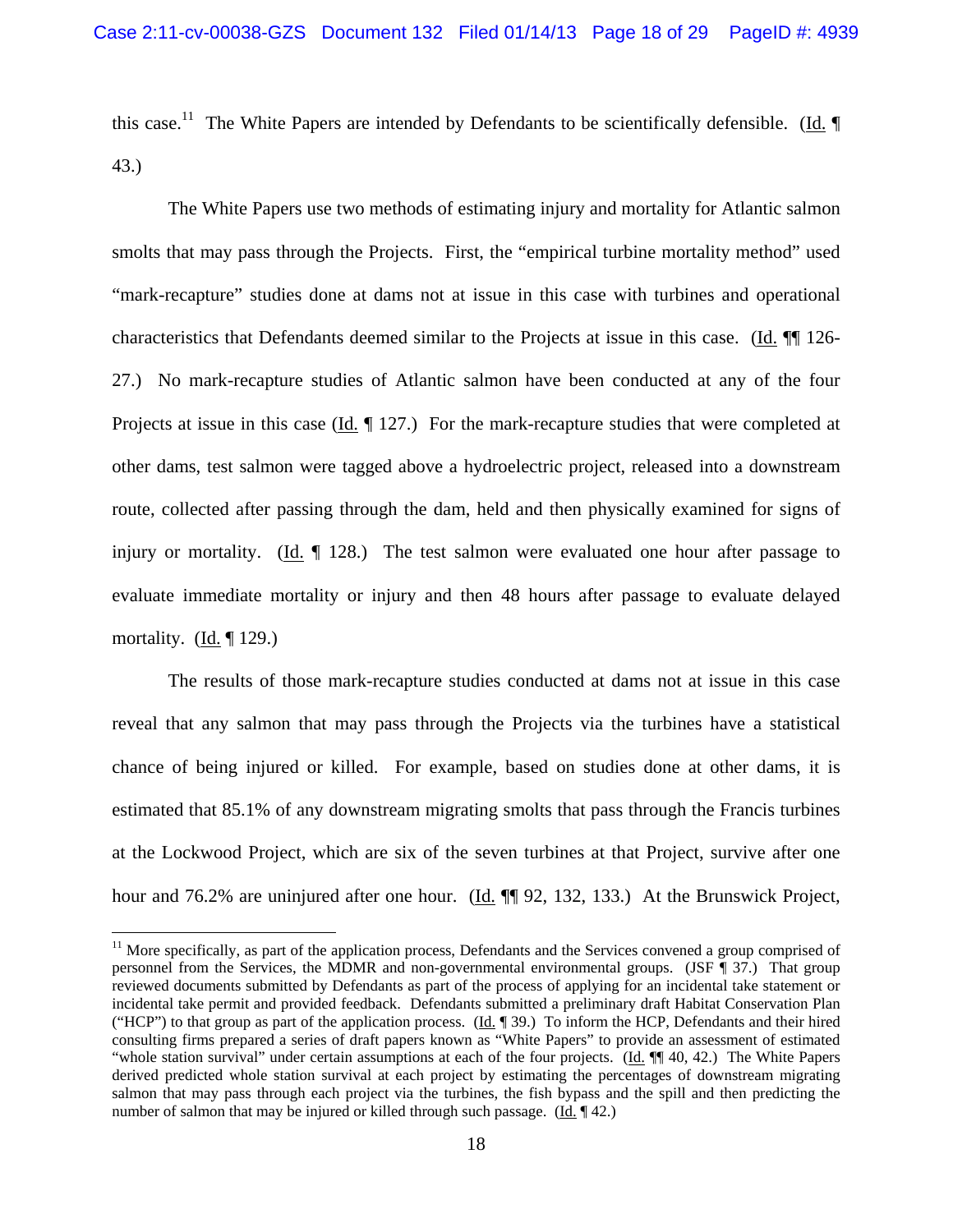this case.[11] The White Papers are intended by Defendants to be scientifically defensible. (Id. ¶ 43.)

The White Papers use two methods of estimating injury and mortality for Atlantic salmon smolts that may pass through the Projects. First, the "empirical turbine mortality method" used "mark-recapture" studies done at dams not at issue in this case with turbines and operational characteristics that Defendants deemed similar to the Projects at issue in this case. (Id. ¶¶ 126-27.) No mark-recapture studies of Atlantic salmon have been conducted at any of the four Projects at issue in this case (Id. ¶ 127.) For the mark-recapture studies that were completed at other dams, test salmon were tagged above a hydroelectric project, released into a downstream route, collected after passing through the dam, held and then physically examined for signs of injury or mortality. (Id. ¶ 128.) The test salmon were evaluated one hour after passage to evaluate immediate mortality or injury and then 48 hours after passage to evaluate delayed mortality. (Id. ¶ 129.)

The results of those mark-recapture studies conducted at dams not at issue in this case reveal that any salmon that may pass through the Projects via the turbines have a statistical chance of being injured or killed. For example, based on studies done at other dams, it is estimated that 85.1% of any downstream migrating smolts that pass through the Francis turbines at the Lockwood Project, which are six of the seven turbines at that Project, survive after one hour and 76.2% are uninjured after one hour. (Id. ¶¶ 92, 132, 133.) At the Brunswick Project,

[11] More specifically, as part of the application process, Defendants and the Services convened a group comprised of personnel from the Services, the MDMR and non-governmental environmental groups. (JSF ¶ 37.) That group reviewed documents submitted by Defendants as part of the process of applying for an incidental take statement or incidental take permit and provided feedback. Defendants submitted a preliminary draft Habitat Conservation Plan ("HCP") to that group as part of the application process. (Id. ¶ 39.) To inform the HCP, Defendants and their hired consulting firms prepared a series of draft papers known as "White Papers" to provide an assessment of estimated "whole station survival" under certain assumptions at each of the four projects. (Id. ¶¶ 40, 42.) The White Papers derived predicted whole station survival at each project by estimating the percentages of downstream migrating salmon that may pass through each project via the turbines, the fish bypass and the spill and then predicting the number of salmon that may be injured or killed through such passage. (Id. ¶ 42.)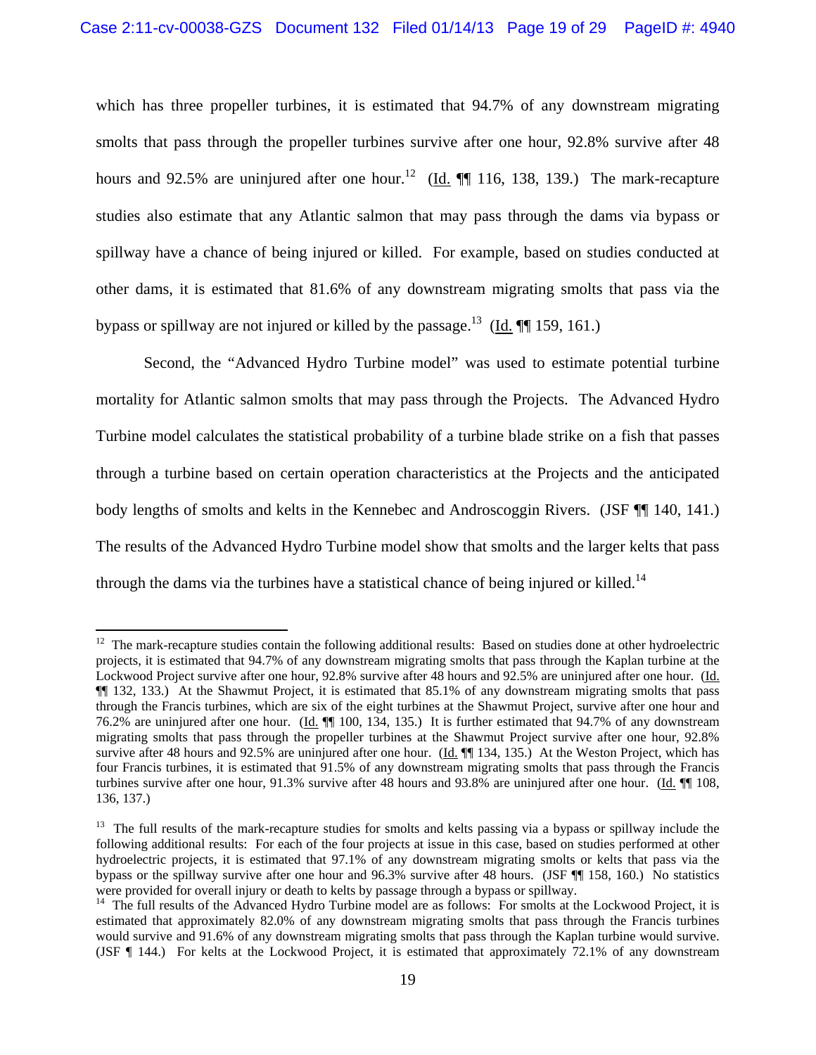which has three propeller turbines, it is estimated that 94.7% of any downstream migrating smolts that pass through the propeller turbines survive after one hour, 92.8% survive after 48 hours and 92.5% are uninjured after one hour.[12] (Id. ¶¶ 116, 138, 139.) The mark-recapture studies also estimate that any Atlantic salmon that may pass through the dams via bypass or spillway have a chance of being injured or killed. For example, based on studies conducted at other dams, it is estimated that 81.6% of any downstream migrating smolts that pass via the bypass or spillway are not injured or killed by the passage.[13] (Id. ¶¶ 159, 161.)

Second, the "Advanced Hydro Turbine model" was used to estimate potential turbine mortality for Atlantic salmon smolts that may pass through the Projects. The Advanced Hydro Turbine model calculates the statistical probability of a turbine blade strike on a fish that passes through a turbine based on certain operation characteristics at the Projects and the anticipated body lengths of smolts and kelts in the Kennebec and Androscoggin Rivers. (JSF ¶¶ 140, 141.) The results of the Advanced Hydro Turbine model show that smolts and the larger kelts that pass through the dams via the turbines have a statistical chance of being injured or killed.[14]

---

[12] The mark-recapture studies contain the following additional results: Based on studies done at other hydroelectric projects, it is estimated that 94.7% of any downstream migrating smolts that pass through the Kaplan turbine at the Lockwood Project survive after one hour, 92.8% survive after 48 hours and 92.5% are uninjured after one hour. (Id. ¶¶ 132, 133.) At the Shawmut Project, it is estimated that 85.1% of any downstream migrating smolts that pass through the Francis turbines, which are six of the eight turbines at the Shawmut Project, survive after one hour and 76.2% are uninjured after one hour. (Id. ¶¶ 100, 134, 135.) It is further estimated that 94.7% of any downstream migrating smolts that pass through the propeller turbines at the Shawmut Project survive after one hour, 92.8% survive after 48 hours and 92.5% are uninjured after one hour. (Id. ¶¶ 134, 135.) At the Weston Project, which has four Francis turbines, it is estimated that 91.5% of any downstream migrating smolts that pass through the Francis turbines survive after one hour, 91.3% survive after 48 hours and 93.8% are uninjured after one hour. (Id. ¶¶ 108, 136, 137.)

[13] The full results of the mark-recapture studies for smolts and kelts passing via a bypass or spillway include the following additional results: For each of the four projects at issue in this case, based on studies performed at other hydroelectric projects, it is estimated that 97.1% of any downstream migrating smolts or kelts that pass via the bypass or the spillway survive after one hour and 96.3% survive after 48 hours. (JSF ¶¶ 158, 160.) No statistics were provided for overall injury or death to kelts by passage through a bypass or spillway.

[14] The full results of the Advanced Hydro Turbine model are as follows: For smolts at the Lockwood Project, it is estimated that approximately 82.0% of any downstream migrating smolts that pass through the Francis turbines would survive and 91.6% of any downstream migrating smolts that pass through the Kaplan turbine would survive. (JSF ¶ 144.) For kelts at the Lockwood Project, it is estimated that approximately 72.1% of any downstream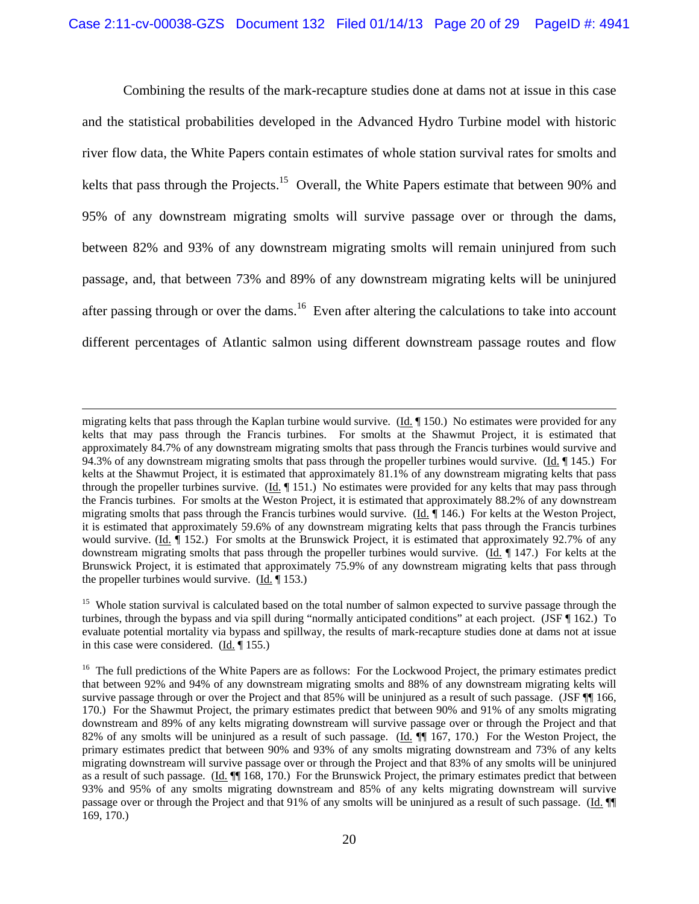Combining the results of the mark-recapture studies done at dams not at issue in this case and the statistical probabilities developed in the Advanced Hydro Turbine model with historic river flow data, the White Papers contain estimates of whole station survival rates for smolts and kelts that pass through the Projects.[15] Overall, the White Papers estimate that between 90% and 95% of any downstream migrating smolts will survive passage over or through the dams, between 82% and 93% of any downstream migrating smolts will remain uninjured from such passage, and, that between 73% and 89% of any downstream migrating kelts will be uninjured after passing through or over the dams.[16] Even after altering the calculations to take into account different percentages of Atlantic salmon using different downstream passage routes and flow

---

migrating kelts that pass through the Kaplan turbine would survive. (Id. ¶ 150.) No estimates were provided for any kelts that may pass through the Francis turbines. For smolts at the Shawmut Project, it is estimated that approximately 84.7% of any downstream migrating smolts that pass through the Francis turbines would survive and 94.3% of any downstream migrating smolts that pass through the propeller turbines would survive. (Id. ¶ 145.) For kelts at the Shawmut Project, it is estimated that approximately 81.1% of any downstream migrating kelts that pass through the propeller turbines survive. (Id. ¶ 151.) No estimates were provided for any kelts that may pass through the Francis turbines. For smolts at the Weston Project, it is estimated that approximately 88.2% of any downstream migrating smolts that pass through the Francis turbines would survive. (Id. ¶ 146.) For kelts at the Weston Project, it is estimated that approximately 59.6% of any downstream migrating kelts that pass through the Francis turbines would survive. (Id. ¶ 152.) For smolts at the Brunswick Project, it is estimated that approximately 92.7% of any downstream migrating smolts that pass through the propeller turbines would survive. (Id. ¶ 147.) For kelts at the Brunswick Project, it is estimated that approximately 75.9% of any downstream migrating kelts that pass through the propeller turbines would survive. (Id. ¶ 153.)

[15] Whole station survival is calculated based on the total number of salmon expected to survive passage through the turbines, through the bypass and via spill during "normally anticipated conditions" at each project. (JSF ¶ 162.) To evaluate potential mortality via bypass and spillway, the results of mark-recapture studies done at dams not at issue in this case were considered. (Id. ¶ 155.)

[16] The full predictions of the White Papers are as follows: For the Lockwood Project, the primary estimates predict that between 92% and 94% of any downstream migrating smolts and 88% of any downstream migrating kelts will survive passage through or over the Project and that 85% will be uninjured as a result of such passage. (JSF ¶¶ 166, 170.) For the Shawmut Project, the primary estimates predict that between 90% and 91% of any smolts migrating downstream and 89% of any kelts migrating downstream will survive passage over or through the Project and that 82% of any smolts will be uninjured as a result of such passage. (Id. ¶¶ 167, 170.) For the Weston Project, the primary estimates predict that between 90% and 93% of any smolts migrating downstream and 73% of any kelts migrating downstream will survive passage over or through the Project and that 83% of any smolts will be uninjured as a result of such passage. (Id. ¶¶ 168, 170.) For the Brunswick Project, the primary estimates predict that between 93% and 95% of any smolts migrating downstream and 85% of any kelts migrating downstream will survive passage over or through the Project and that 91% of any smolts will be uninjured as a result of such passage. (Id. ¶¶ 169, 170.)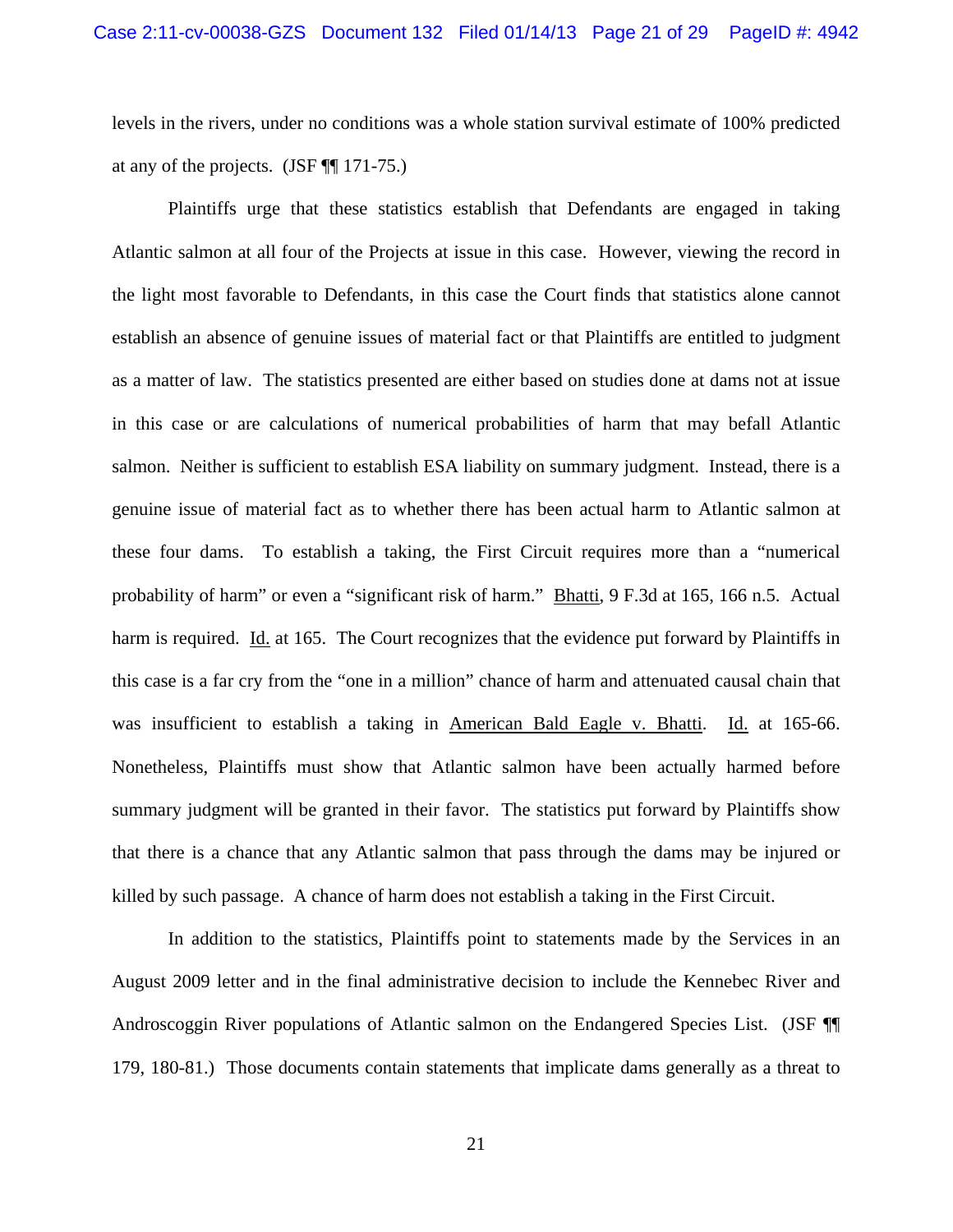levels in the rivers, under no conditions was a whole station survival estimate of 100% predicted at any of the projects. (JSF ¶¶ 171-75.)

Plaintiffs urge that these statistics establish that Defendants are engaged in taking Atlantic salmon at all four of the Projects at issue in this case. However, viewing the record in the light most favorable to Defendants, in this case the Court finds that statistics alone cannot establish an absence of genuine issues of material fact or that Plaintiffs are entitled to judgment as a matter of law. The statistics presented are either based on studies done at dams not at issue in this case or are calculations of numerical probabilities of harm that may befall Atlantic salmon. Neither is sufficient to establish ESA liability on summary judgment. Instead, there is a genuine issue of material fact as to whether there has been actual harm to Atlantic salmon at these four dams. To establish a taking, the First Circuit requires more than a "numerical probability of harm" or even a "significant risk of harm." Bhatti, 9 F.3d at 165, 166 n.5. Actual harm is required. Id. at 165. The Court recognizes that the evidence put forward by Plaintiffs in this case is a far cry from the "one in a million" chance of harm and attenuated causal chain that was insufficient to establish a taking in American Bald Eagle v. Bhatti. Id. at 165-66. Nonetheless, Plaintiffs must show that Atlantic salmon have been actually harmed before summary judgment will be granted in their favor. The statistics put forward by Plaintiffs show that there is a chance that any Atlantic salmon that pass through the dams may be injured or killed by such passage. A chance of harm does not establish a taking in the First Circuit.

In addition to the statistics, Plaintiffs point to statements made by the Services in an August 2009 letter and in the final administrative decision to include the Kennebec River and Androscoggin River populations of Atlantic salmon on the Endangered Species List. (JSF ¶¶ 179, 180-81.) Those documents contain statements that implicate dams generally as a threat to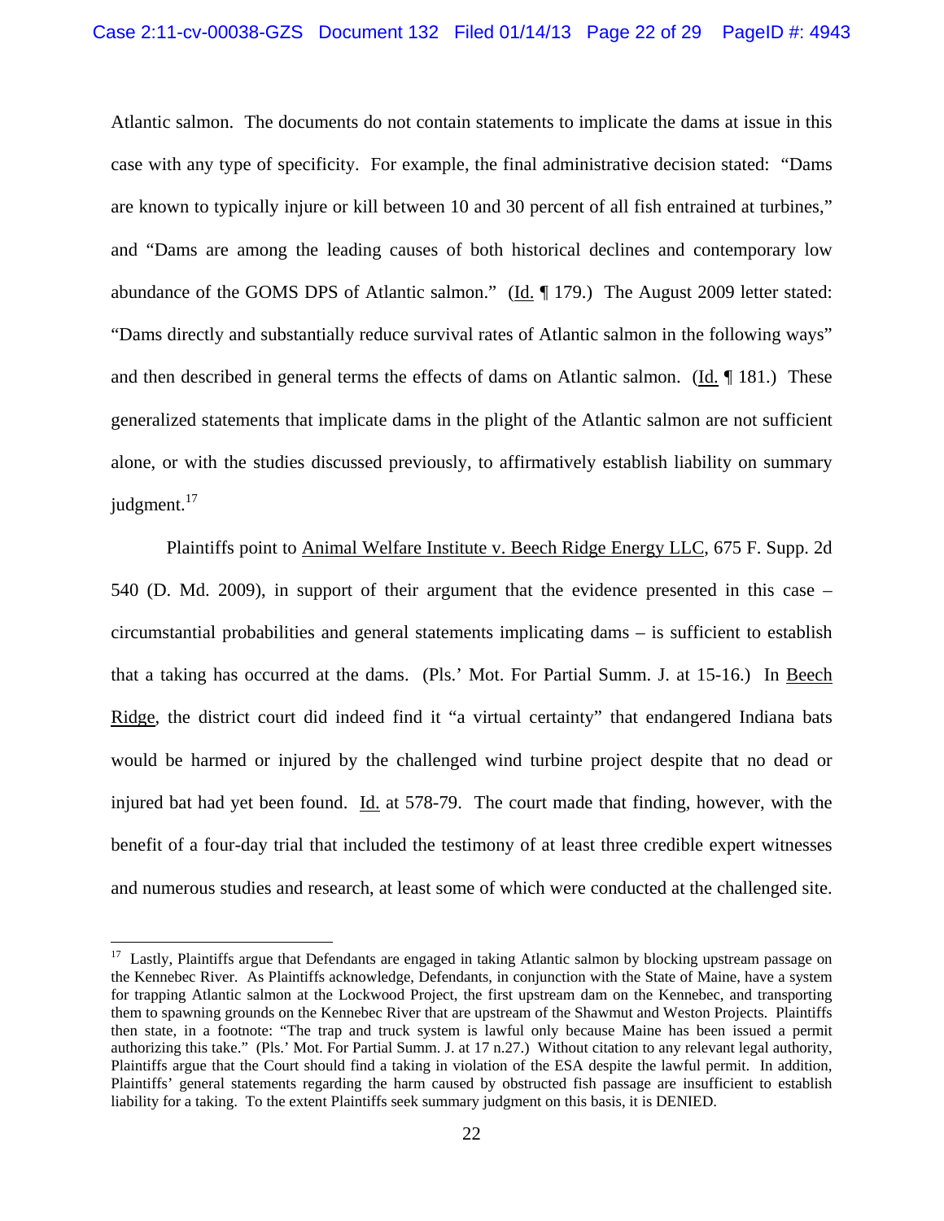Atlantic salmon. The documents do not contain statements to implicate the dams at issue in this case with any type of specificity. For example, the final administrative decision stated: "Dams are known to typically injure or kill between 10 and 30 percent of all fish entrained at turbines," and "Dams are among the leading causes of both historical declines and contemporary low abundance of the GOMS DPS of Atlantic salmon." (Id. ¶ 179.) The August 2009 letter stated: "Dams directly and substantially reduce survival rates of Atlantic salmon in the following ways" and then described in general terms the effects of dams on Atlantic salmon. (Id. ¶ 181.) These generalized statements that implicate dams in the plight of the Atlantic salmon are not sufficient alone, or with the studies discussed previously, to affirmatively establish liability on summary judgment.[17]

Plaintiffs point to Animal Welfare Institute v. Beech Ridge Energy LLC, 675 F. Supp. 2d 540 (D. Md. 2009), in support of their argument that the evidence presented in this case – circumstantial probabilities and general statements implicating dams – is sufficient to establish that a taking has occurred at the dams. (Pls.' Mot. For Partial Summ. J. at 15-16.) In Beech Ridge, the district court did indeed find it "a virtual certainty" that endangered Indiana bats would be harmed or injured by the challenged wind turbine project despite that no dead or injured bat had yet been found. Id. at 578-79. The court made that finding, however, with the benefit of a four-day trial that included the testimony of at least three credible expert witnesses and numerous studies and research, at least some of which were conducted at the challenged site.

---

[17] Lastly, Plaintiffs argue that Defendants are engaged in taking Atlantic salmon by blocking upstream passage on the Kennebec River. As Plaintiffs acknowledge, Defendants, in conjunction with the State of Maine, have a system for trapping Atlantic salmon at the Lockwood Project, the first upstream dam on the Kennebec, and transporting them to spawning grounds on the Kennebec River that are upstream of the Shawmut and Weston Projects. Plaintiffs then state, in a footnote: "The trap and truck system is lawful only because Maine has been issued a permit authorizing this take." (Pls.' Mot. For Partial Summ. J. at 17 n.27.) Without citation to any relevant legal authority, Plaintiffs argue that the Court should find a taking in violation of the ESA despite the lawful permit. In addition, Plaintiffs' general statements regarding the harm caused by obstructed fish passage are insufficient to establish liability for a taking. To the extent Plaintiffs seek summary judgment on this basis, it is DENIED.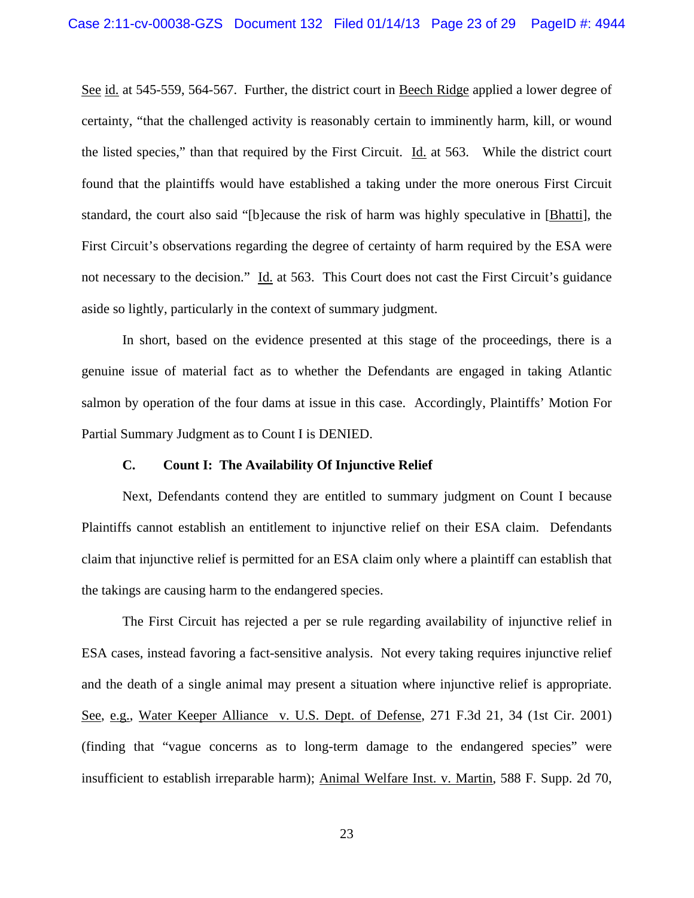See id. at 545-559, 564-567. Further, the district court in Beech Ridge applied a lower degree of certainty, "that the challenged activity is reasonably certain to imminently harm, kill, or wound the listed species," than that required by the First Circuit. Id. at 563. While the district court found that the plaintiffs would have established a taking under the more onerous First Circuit standard, the court also said "[b]ecause the risk of harm was highly speculative in [Bhatti], the First Circuit's observations regarding the degree of certainty of harm required by the ESA were not necessary to the decision." Id. at 563. This Court does not cast the First Circuit's guidance aside so lightly, particularly in the context of summary judgment.

In short, based on the evidence presented at this stage of the proceedings, there is a genuine issue of material fact as to whether the Defendants are engaged in taking Atlantic salmon by operation of the four dams at issue in this case. Accordingly, Plaintiffs' Motion For Partial Summary Judgment as to Count I is DENIED.

### C. Count I: The Availability Of Injunctive Relief

Next, Defendants contend they are entitled to summary judgment on Count I because Plaintiffs cannot establish an entitlement to injunctive relief on their ESA claim. Defendants claim that injunctive relief is permitted for an ESA claim only where a plaintiff can establish that the takings are causing harm to the endangered species.

The First Circuit has rejected a per se rule regarding availability of injunctive relief in ESA cases, instead favoring a fact-sensitive analysis. Not every taking requires injunctive relief and the death of a single animal may present a situation where injunctive relief is appropriate. See, e.g., Water Keeper Alliance v. U.S. Dept. of Defense, 271 F.3d 21, 34 (1st Cir. 2001) (finding that "vague concerns as to long-term damage to the endangered species" were insufficient to establish irreparable harm); Animal Welfare Inst. v. Martin, 588 F. Supp. 2d 70,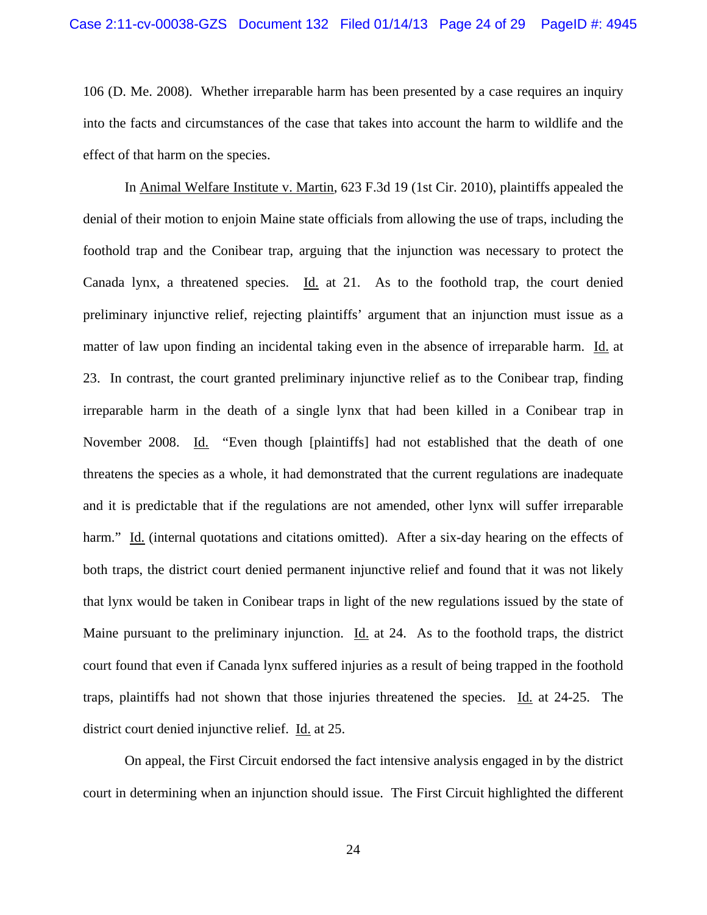106 (D. Me. 2008). Whether irreparable harm has been presented by a case requires an inquiry into the facts and circumstances of the case that takes into account the harm to wildlife and the effect of that harm on the species.

In Animal Welfare Institute v. Martin, 623 F.3d 19 (1st Cir. 2010), plaintiffs appealed the denial of their motion to enjoin Maine state officials from allowing the use of traps, including the foothold trap and the Conibear trap, arguing that the injunction was necessary to protect the Canada lynx, a threatened species. Id. at 21. As to the foothold trap, the court denied preliminary injunctive relief, rejecting plaintiffs' argument that an injunction must issue as a matter of law upon finding an incidental taking even in the absence of irreparable harm. Id. at 23. In contrast, the court granted preliminary injunctive relief as to the Conibear trap, finding irreparable harm in the death of a single lynx that had been killed in a Conibear trap in November 2008. Id. "Even though [plaintiffs] had not established that the death of one threatens the species as a whole, it had demonstrated that the current regulations are inadequate and it is predictable that if the regulations are not amended, other lynx will suffer irreparable harm." Id. (internal quotations and citations omitted). After a six-day hearing on the effects of both traps, the district court denied permanent injunctive relief and found that it was not likely that lynx would be taken in Conibear traps in light of the new regulations issued by the state of Maine pursuant to the preliminary injunction. Id. at 24. As to the foothold traps, the district court found that even if Canada lynx suffered injuries as a result of being trapped in the foothold traps, plaintiffs had not shown that those injuries threatened the species. Id. at 24-25. The district court denied injunctive relief. Id. at 25.

On appeal, the First Circuit endorsed the fact intensive analysis engaged in by the district court in determining when an injunction should issue. The First Circuit highlighted the different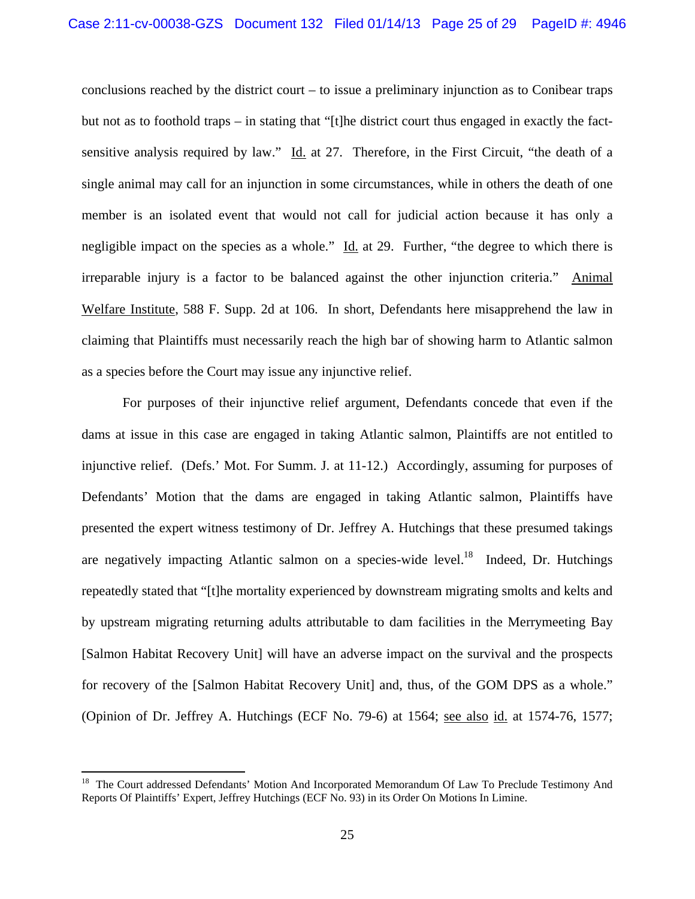conclusions reached by the district court – to issue a preliminary injunction as to Conibear traps but not as to foothold traps – in stating that "[t]he district court thus engaged in exactly the fact-sensitive analysis required by law." Id. at 27. Therefore, in the First Circuit, "the death of a single animal may call for an injunction in some circumstances, while in others the death of one member is an isolated event that would not call for judicial action because it has only a negligible impact on the species as a whole." Id. at 29. Further, "the degree to which there is irreparable injury is a factor to be balanced against the other injunction criteria." Animal Welfare Institute, 588 F. Supp. 2d at 106. In short, Defendants here misapprehend the law in claiming that Plaintiffs must necessarily reach the high bar of showing harm to Atlantic salmon as a species before the Court may issue any injunctive relief.

For purposes of their injunctive relief argument, Defendants concede that even if the dams at issue in this case are engaged in taking Atlantic salmon, Plaintiffs are not entitled to injunctive relief. (Defs.' Mot. For Summ. J. at 11-12.) Accordingly, assuming for purposes of Defendants' Motion that the dams are engaged in taking Atlantic salmon, Plaintiffs have presented the expert witness testimony of Dr. Jeffrey A. Hutchings that these presumed takings are negatively impacting Atlantic salmon on a species-wide level.[18] Indeed, Dr. Hutchings repeatedly stated that "[t]he mortality experienced by downstream migrating smolts and kelts and by upstream migrating returning adults attributable to dam facilities in the Merrymeeting Bay [Salmon Habitat Recovery Unit] will have an adverse impact on the survival and the prospects for recovery of the [Salmon Habitat Recovery Unit] and, thus, of the GOM DPS as a whole." (Opinion of Dr. Jeffrey A. Hutchings (ECF No. 79-6) at 1564; see also id. at 1574-76, 1577;

---

[18] The Court addressed Defendants' Motion And Incorporated Memorandum Of Law To Preclude Testimony And Reports Of Plaintiffs' Expert, Jeffrey Hutchings (ECF No. 93) in its Order On Motions In Limine.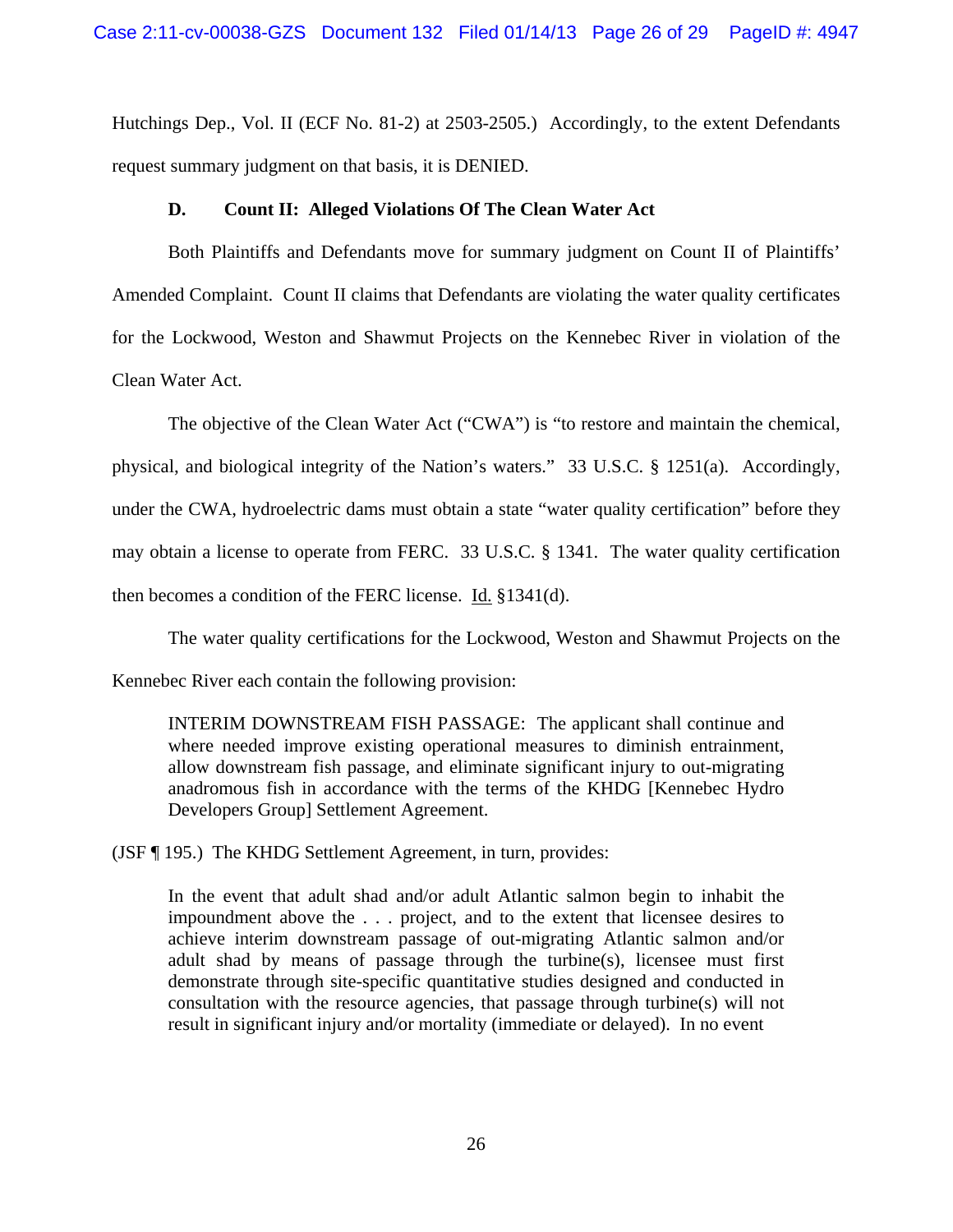Hutchings Dep., Vol. II (ECF No. 81-2) at 2503-2505.) Accordingly, to the extent Defendants request summary judgment on that basis, it is DENIED.

### D. Count II: Alleged Violations Of The Clean Water Act

Both Plaintiffs and Defendants move for summary judgment on Count II of Plaintiffs' Amended Complaint. Count II claims that Defendants are violating the water quality certificates for the Lockwood, Weston and Shawmut Projects on the Kennebec River in violation of the Clean Water Act.

The objective of the Clean Water Act ("CWA") is "to restore and maintain the chemical, physical, and biological integrity of the Nation's waters." 33 U.S.C. § 1251(a). Accordingly, under the CWA, hydroelectric dams must obtain a state "water quality certification" before they may obtain a license to operate from FERC. 33 U.S.C. § 1341. The water quality certification then becomes a condition of the FERC license. Id. §1341(d).

The water quality certifications for the Lockwood, Weston and Shawmut Projects on the Kennebec River each contain the following provision:

> INTERIM DOWNSTREAM FISH PASSAGE: The applicant shall continue and where needed improve existing operational measures to diminish entrainment, allow downstream fish passage, and eliminate significant injury to out-migrating anadromous fish in accordance with the terms of the KHDG [Kennebec Hydro Developers Group] Settlement Agreement.

(JSF ¶ 195.) The KHDG Settlement Agreement, in turn, provides:

> In the event that adult shad and/or adult Atlantic salmon begin to inhabit the impoundment above the . . . project, and to the extent that licensee desires to achieve interim downstream passage of out-migrating Atlantic salmon and/or adult shad by means of passage through the turbine(s), licensee must first demonstrate through site-specific quantitative studies designed and conducted in consultation with the resource agencies, that passage through turbine(s) will not result in significant injury and/or mortality (immediate or delayed). In no event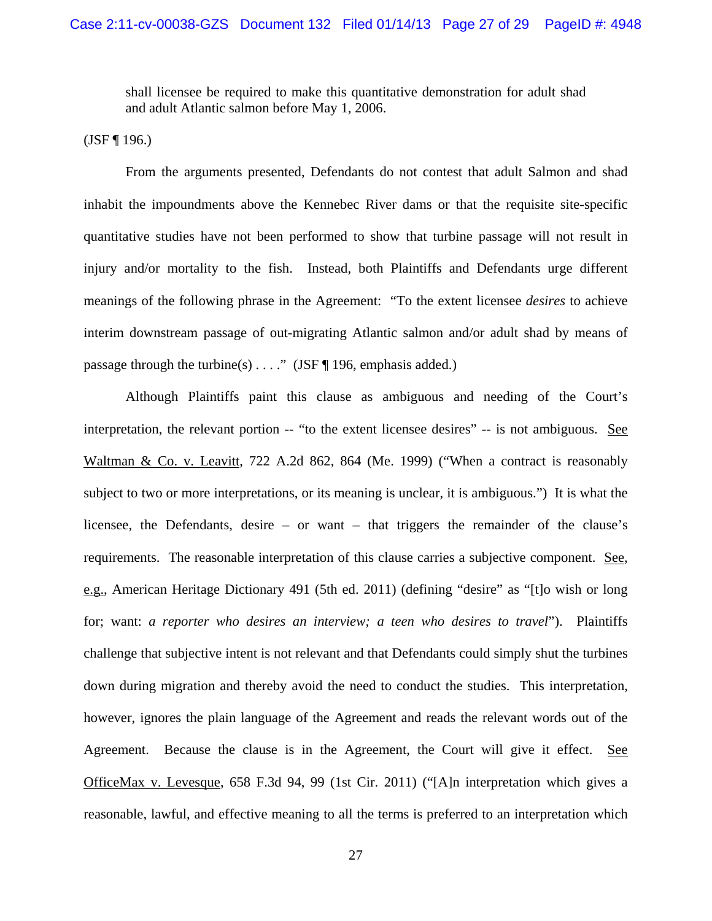> shall licensee be required to make this quantitative demonstration for adult shad and adult Atlantic salmon before May 1, 2006.

(JSF ¶ 196.)

From the arguments presented, Defendants do not contest that adult Salmon and shad inhabit the impoundments above the Kennebec River dams or that the requisite site-specific quantitative studies have not been performed to show that turbine passage will not result in injury and/or mortality to the fish. Instead, both Plaintiffs and Defendants urge different meanings of the following phrase in the Agreement: "To the extent licensee *desires* to achieve interim downstream passage of out-migrating Atlantic salmon and/or adult shad by means of passage through the turbine(s) . . . ." (JSF ¶ 196, emphasis added.)

Although Plaintiffs paint this clause as ambiguous and needing of the Court's interpretation, the relevant portion -- "to the extent licensee desires" -- is not ambiguous. See Waltman & Co. v. Leavitt, 722 A.2d 862, 864 (Me. 1999) ("When a contract is reasonably subject to two or more interpretations, or its meaning is unclear, it is ambiguous.") It is what the licensee, the Defendants, desire – or want – that triggers the remainder of the clause's requirements. The reasonable interpretation of this clause carries a subjective component. See, e.g., American Heritage Dictionary 491 (5th ed. 2011) (defining "desire" as "[t]o wish or long for; want: *a reporter who desires an interview; a teen who desires to travel*"). Plaintiffs challenge that subjective intent is not relevant and that Defendants could simply shut the turbines down during migration and thereby avoid the need to conduct the studies. This interpretation, however, ignores the plain language of the Agreement and reads the relevant words out of the Agreement. Because the clause is in the Agreement, the Court will give it effect. See OfficeMax v. Levesque, 658 F.3d 94, 99 (1st Cir. 2011) ("[A]n interpretation which gives a reasonable, lawful, and effective meaning to all the terms is preferred to an interpretation which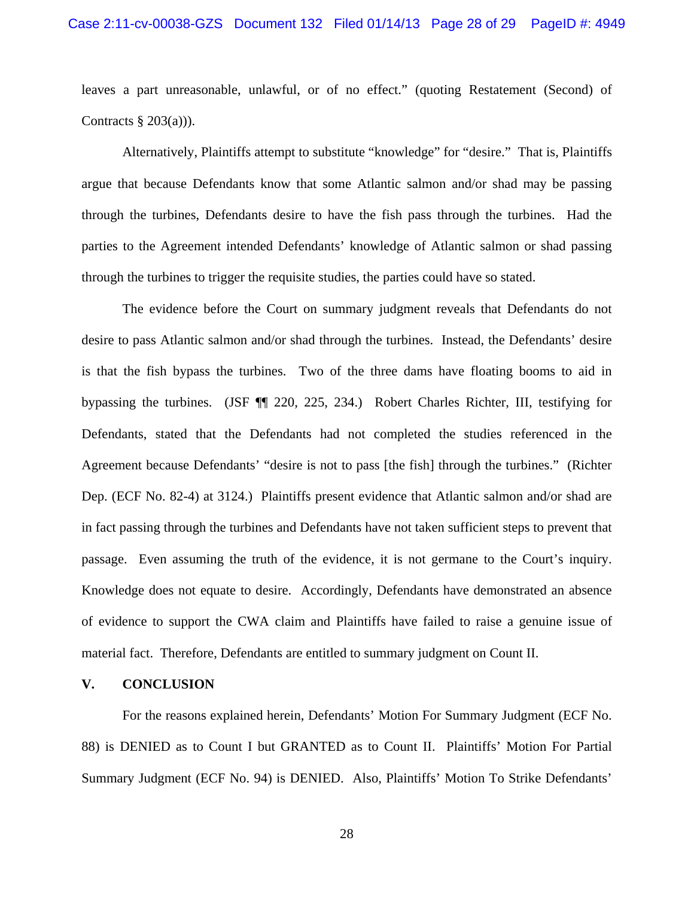leaves a part unreasonable, unlawful, or of no effect." (quoting Restatement (Second) of Contracts § 203(a))).

Alternatively, Plaintiffs attempt to substitute "knowledge" for "desire." That is, Plaintiffs argue that because Defendants know that some Atlantic salmon and/or shad may be passing through the turbines, Defendants desire to have the fish pass through the turbines. Had the parties to the Agreement intended Defendants' knowledge of Atlantic salmon or shad passing through the turbines to trigger the requisite studies, the parties could have so stated.

The evidence before the Court on summary judgment reveals that Defendants do not desire to pass Atlantic salmon and/or shad through the turbines. Instead, the Defendants' desire is that the fish bypass the turbines. Two of the three dams have floating booms to aid in bypassing the turbines. (JSF ¶¶ 220, 225, 234.) Robert Charles Richter, III, testifying for Defendants, stated that the Defendants had not completed the studies referenced in the Agreement because Defendants' "desire is not to pass [the fish] through the turbines." (Richter Dep. (ECF No. 82-4) at 3124.) Plaintiffs present evidence that Atlantic salmon and/or shad are in fact passing through the turbines and Defendants have not taken sufficient steps to prevent that passage. Even assuming the truth of the evidence, it is not germane to the Court's inquiry. Knowledge does not equate to desire. Accordingly, Defendants have demonstrated an absence of evidence to support the CWA claim and Plaintiffs have failed to raise a genuine issue of material fact. Therefore, Defendants are entitled to summary judgment on Count II.

## V. CONCLUSION

For the reasons explained herein, Defendants' Motion For Summary Judgment (ECF No. 88) is DENIED as to Count I but GRANTED as to Count II. Plaintiffs' Motion For Partial Summary Judgment (ECF No. 94) is DENIED. Also, Plaintiffs' Motion To Strike Defendants'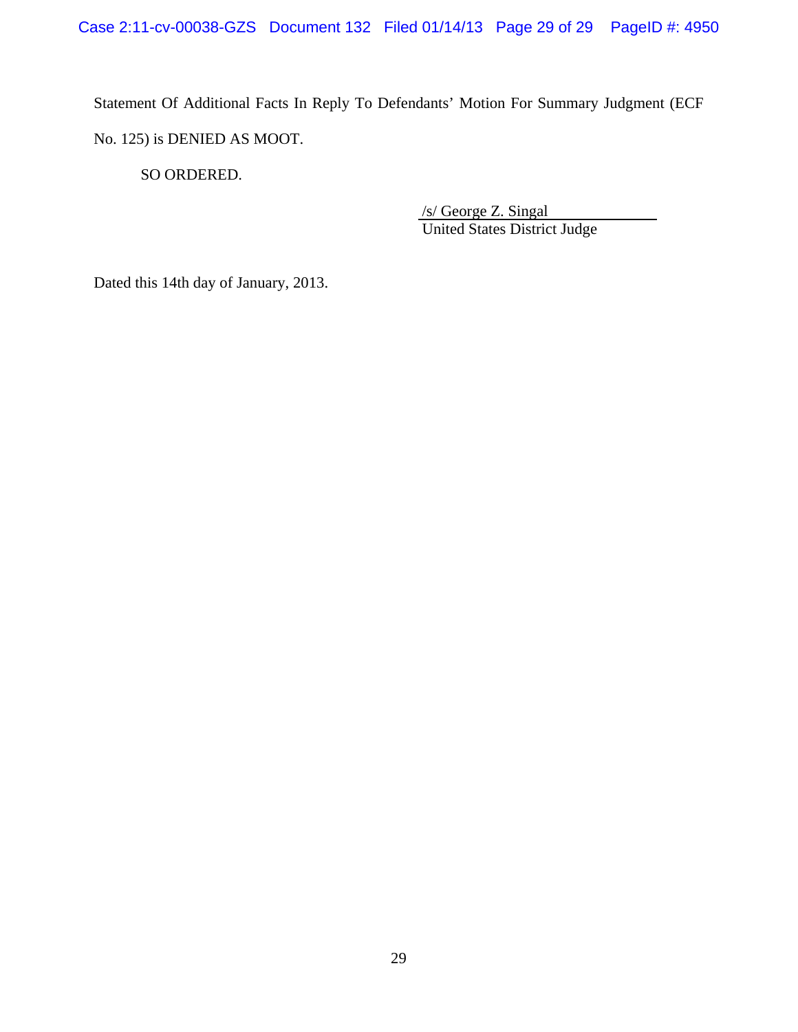Statement Of Additional Facts In Reply To Defendants' Motion For Summary Judgment (ECF No. 125) is DENIED AS MOOT.

SO ORDERED.

/s/ George Z. Singal
United States District Judge

Dated this 14th day of January, 2013.